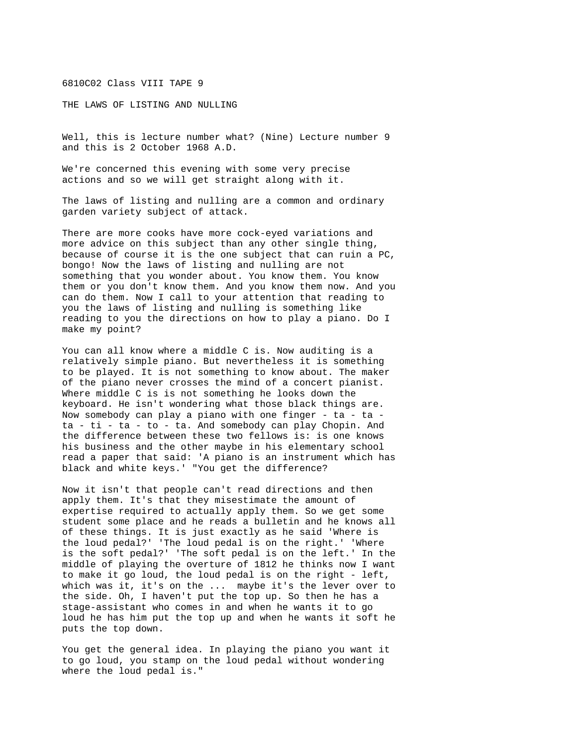6810C02 Class VIII TAPE 9

# THE LAWS OF LISTING AND NULLING

Well, this is lecture number what? (Nine) Lecture number 9 and this is 2 October 1968 A.D.

We're concerned this evening with some very precise actions and so we will get straight along with it.

The laws of listing and nulling are a common and ordinary garden variety subject of attack.

There are more cooks have more cock-eyed variations and more advice on this subject than any other single thing, because of course it is the one subject that can ruin a PC, bongo! Now the laws of listing and nulling are not something that you wonder about. You know them. You know them or you don't know them. And you know them now. And you can do them. Now I call to your attention that reading to you the laws of listing and nulling is something like reading to you the directions on how to play a piano. Do I make my point?

You can all know where a middle C is. Now auditing is a relatively simple piano. But nevertheless it is something to be played. It is not something to know about. The maker of the piano never crosses the mind of a concert pianist. Where middle C is is not something he looks down the keyboard. He isn't wondering what those black things are. Now somebody can play a piano with one finger - ta - ta - ta - ti - ta - to - ta. And somebody can play Chopin. And the difference between these two fellows is: is one knows his business and the other maybe in his elementary school read a paper that said: 'A piano is an instrument which has black and white keys.' "You get the difference?

Now it isn't that people can't read directions and then apply them. It's that they misestimate the amount of expertise required to actually apply them. So we get some student some place and he reads a bulletin and he knows all of these things. It is just exactly as he said 'Where is the loud pedal?' 'The loud pedal is on the right.' 'Where is the soft pedal?' 'The soft pedal is on the left.' In the middle of playing the overture of 1812 he thinks now I want to make it go loud, the loud pedal is on the right - left, which was it, it's on the ... maybe it's the lever over to the side. Oh, I haven't put the top up. So then he has a stage-assistant who comes in and when he wants it to go loud he has him put the top up and when he wants it soft he puts the top down.

You get the general idea. In playing the piano you want it to go loud, you stamp on the loud pedal without wondering where the loud pedal is."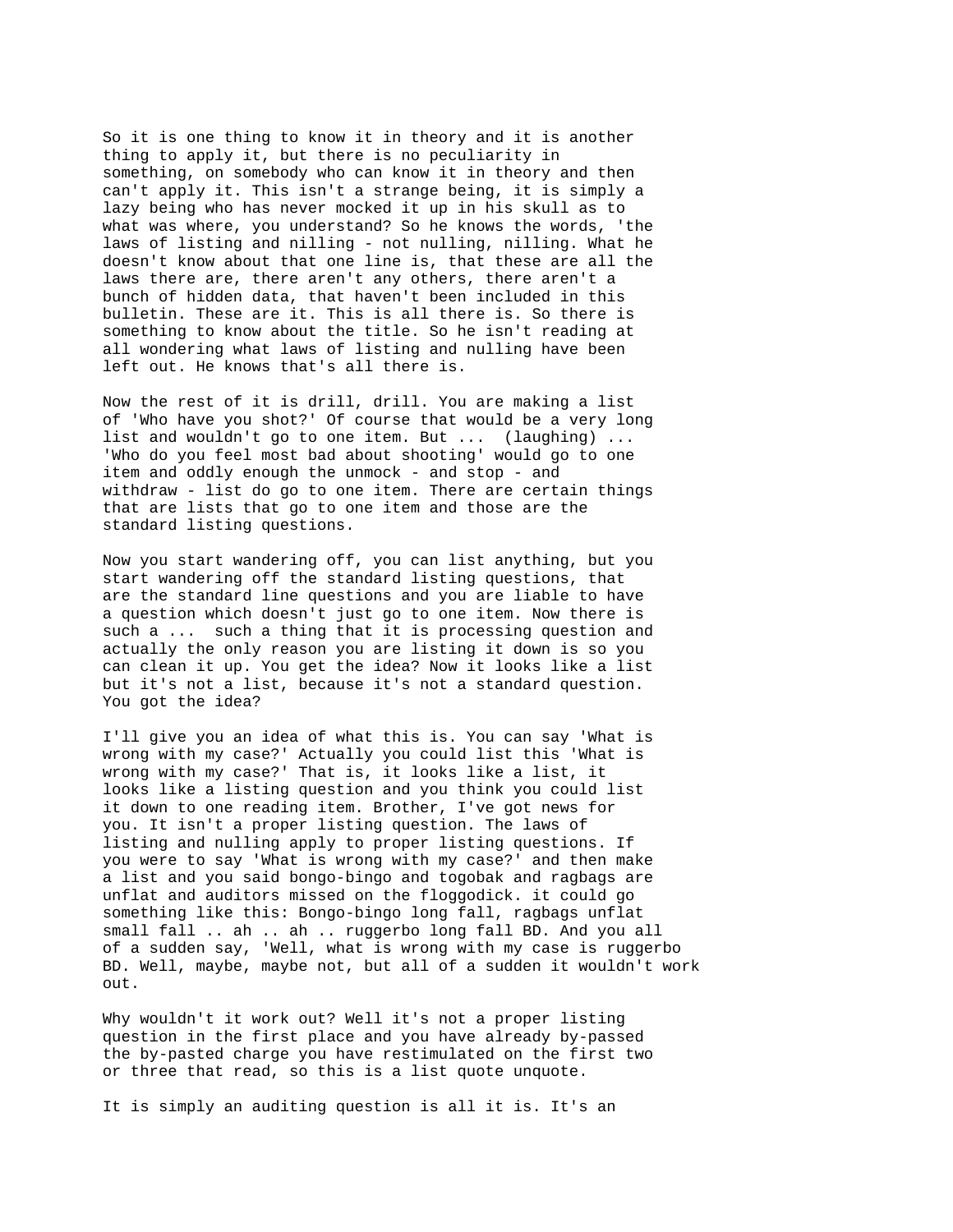So it is one thing to know it in theory and it is another thing to apply it, but there is no peculiarity in something, on somebody who can know it in theory and then can't apply it. This isn't a strange being, it is simply a lazy being who has never mocked it up in his skull as to what was where, you understand? So he knows the words, 'the laws of listing and nilling - not nulling, nilling. What he doesn't know about that one line is, that these are all the laws there are, there aren't any others, there aren't a bunch of hidden data, that haven't been included in this bulletin. These are it. This is all there is. So there is something to know about the title. So he isn't reading at all wondering what laws of listing and nulling have been left out. He knows that's all there is.

Now the rest of it is drill, drill. You are making a list of 'Who have you shot?' Of course that would be a very long list and wouldn't go to one item. But ... (laughing) ... 'Who do you feel most bad about shooting' would go to one item and oddly enough the unmock - and stop - and withdraw - list do go to one item. There are certain things that are lists that go to one item and those are the standard listing questions.

Now you start wandering off, you can list anything, but you start wandering off the standard listing questions, that are the standard line questions and you are liable to have a question which doesn't just go to one item. Now there is such a ... such a thing that it is processing question and actually the only reason you are listing it down is so you can clean it up. You get the idea? Now it looks like a list but it's not a list, because it's not a standard question. You got the idea?

I'll give you an idea of what this is. You can say 'What is wrong with my case?' Actually you could list this 'What is wrong with my case?' That is, it looks like a list, it looks like a listing question and you think you could list it down to one reading item. Brother, I've got news for you. It isn't a proper listing question. The laws of listing and nulling apply to proper listing questions. If you were to say 'What is wrong with my case?' and then make a list and you said bongo-bingo and togobak and ragbags are unflat and auditors missed on the floggodick. it could go something like this: Bongo-bingo long fall, ragbags unflat small fall .. ah .. ah .. ruggerbo long fall BD. And you all of a sudden say, 'Well, what is wrong with my case is ruggerbo BD. Well, maybe, maybe not, but all of a sudden it wouldn't work out.

Why wouldn't it work out? Well it's not a proper listing question in the first place and you have already by-passed the by-pasted charge you have restimulated on the first two or three that read, so this is a list quote unquote.

It is simply an auditing question is all it is. It's an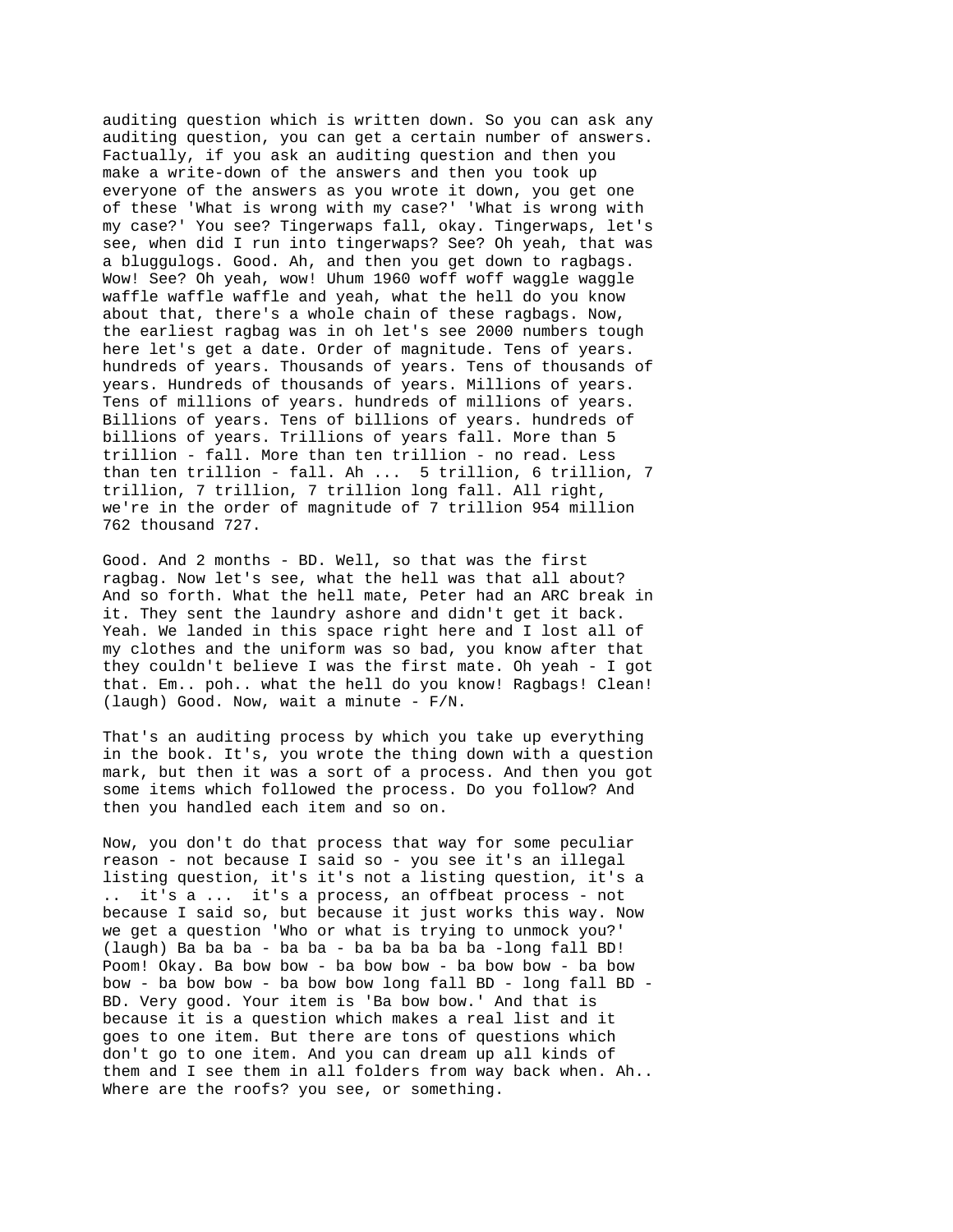auditing question which is written down. So you can ask any auditing question, you can get a certain number of answers. Factually, if you ask an auditing question and then you make a write-down of the answers and then you took up everyone of the answers as you wrote it down, you get one of these 'What is wrong with my case?' 'What is wrong with my case?' You see? Tingerwaps fall, okay. Tingerwaps, let's see, when did I run into tingerwaps? See? Oh yeah, that was a bluggulogs. Good. Ah, and then you get down to ragbags. Wow! See? Oh yeah, wow! Uhum 1960 woff woff waggle waggle waffle waffle waffle and yeah, what the hell do you know about that, there's a whole chain of these ragbags. Now, the earliest ragbag was in oh let's see 2000 numbers tough here let's get a date. Order of magnitude. Tens of years. hundreds of years. Thousands of years. Tens of thousands of years. Hundreds of thousands of years. Millions of years. Tens of millions of years. hundreds of millions of years. Billions of years. Tens of billions of years. hundreds of billions of years. Trillions of years fall. More than 5 trillion - fall. More than ten trillion - no read. Less than ten trillion - fall. Ah ... 5 trillion, 6 trillion, 7 trillion, 7 trillion, 7 trillion long fall. All right, we're in the order of magnitude of 7 trillion 954 million 762 thousand 727.

Good. And 2 months - BD. Well, so that was the first ragbag. Now let's see, what the hell was that all about? And so forth. What the hell mate, Peter had an ARC break in it. They sent the laundry ashore and didn't get it back. Yeah. We landed in this space right here and I lost all of my clothes and the uniform was so bad, you know after that they couldn't believe I was the first mate. Oh yeah - I got that. Em.. poh.. what the hell do you know! Ragbags! Clean! (laugh) Good. Now, wait a minute - F/N.

That's an auditing process by which you take up everything in the book. It's, you wrote the thing down with a question mark, but then it was a sort of a process. And then you got some items which followed the process. Do you follow? And then you handled each item and so on.

Now, you don't do that process that way for some peculiar reason - not because I said so - you see it's an illegal listing question, it's it's not a listing question, it's a .. it's a ... it's a process, an offbeat process - not because I said so, but because it just works this way. Now we get a question 'Who or what is trying to unmock you?' (laugh) Ba ba ba - ba ba - ba ba ba ba ba -long fall BD! Poom! Okay. Ba bow bow - ba bow bow - ba bow bow - ba bow bow - ba bow bow - ba bow bow long fall BD - long fall BD - BD. Very good. Your item is 'Ba bow bow.' And that is because it is a question which makes a real list and it goes to one item. But there are tons of questions which don't go to one item. And you can dream up all kinds of them and I see them in all folders from way back when. Ah.. Where are the roofs? you see, or something.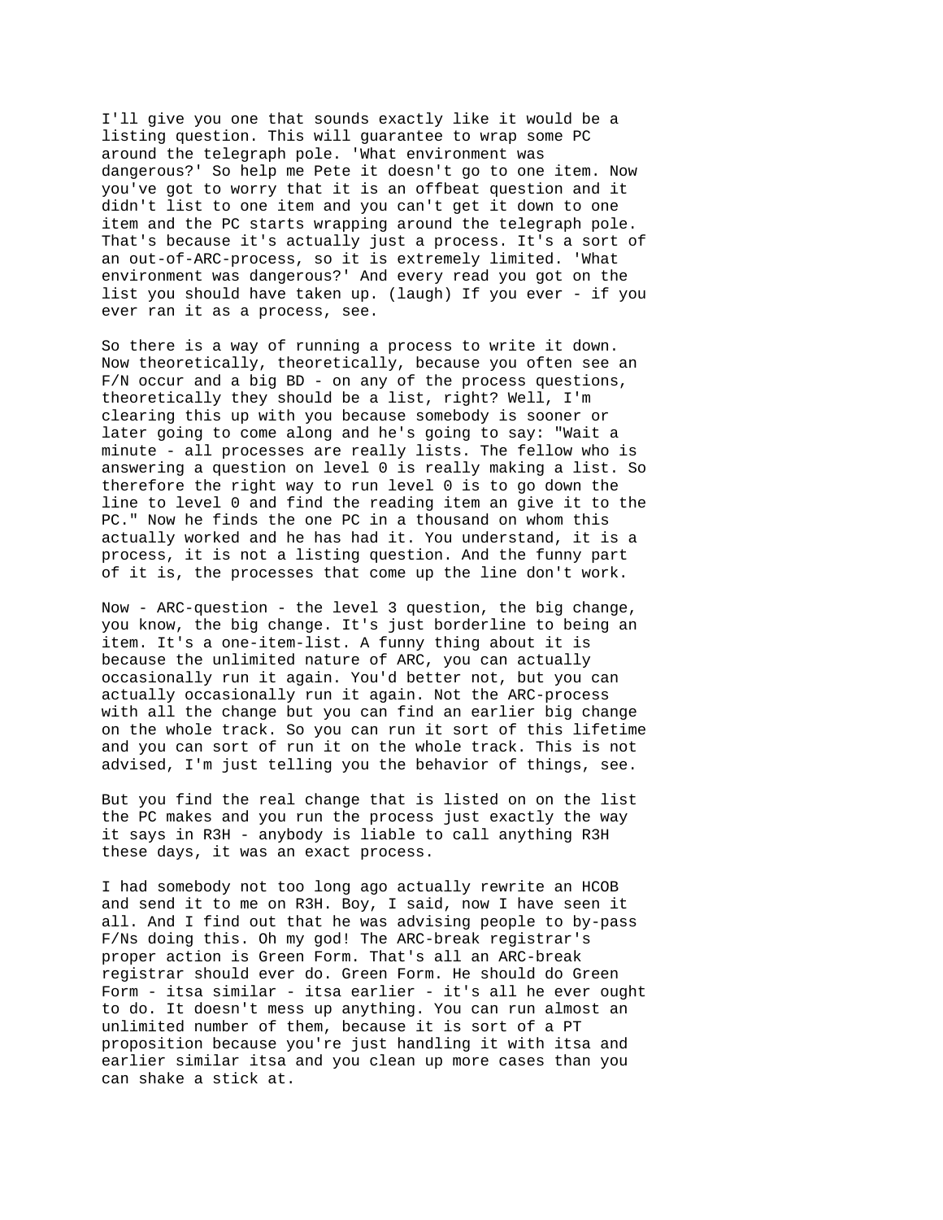I'll give you one that sounds exactly like it would be a listing question. This will guarantee to wrap some PC around the telegraph pole. 'What environment was dangerous?' So help me Pete it doesn't go to one item. Now you've got to worry that it is an offbeat question and it didn't list to one item and you can't get it down to one item and the PC starts wrapping around the telegraph pole. That's because it's actually just a process. It's a sort of an out-of-ARC-process, so it is extremely limited. 'What environment was dangerous?' And every read you got on the list you should have taken up. (laugh) If you ever - if you ever ran it as a process, see.

So there is a way of running a process to write it down. Now theoretically, theoretically, because you often see an F/N occur and a big BD - on any of the process questions, theoretically they should be a list, right? Well, I'm clearing this up with you because somebody is sooner or later going to come along and he's going to say: "Wait a minute - all processes are really lists. The fellow who is answering a question on level 0 is really making a list. So therefore the right way to run level 0 is to go down the line to level 0 and find the reading item an give it to the PC." Now he finds the one PC in a thousand on whom this actually worked and he has had it. You understand, it is a process, it is not a listing question. And the funny part of it is, the processes that come up the line don't work.

Now - ARC-question - the level 3 question, the big change, you know, the big change. It's just borderline to being an item. It's a one-item-list. A funny thing about it is because the unlimited nature of ARC, you can actually occasionally run it again. You'd better not, but you can actually occasionally run it again. Not the ARC-process with all the change but you can find an earlier big change on the whole track. So you can run it sort of this lifetime and you can sort of run it on the whole track. This is not advised, I'm just telling you the behavior of things, see.

But you find the real change that is listed on on the list the PC makes and you run the process just exactly the way it says in R3H - anybody is liable to call anything R3H these days, it was an exact process.

I had somebody not too long ago actually rewrite an HCOB and send it to me on R3H. Boy, I said, now I have seen it all. And I find out that he was advising people to by-pass F/Ns doing this. Oh my god! The ARC-break registrar's proper action is Green Form. That's all an ARC-break registrar should ever do. Green Form. He should do Green Form - itsa similar - itsa earlier - it's all he ever ought to do. It doesn't mess up anything. You can run almost an unlimited number of them, because it is sort of a PT proposition because you're just handling it with itsa and earlier similar itsa and you clean up more cases than you can shake a stick at.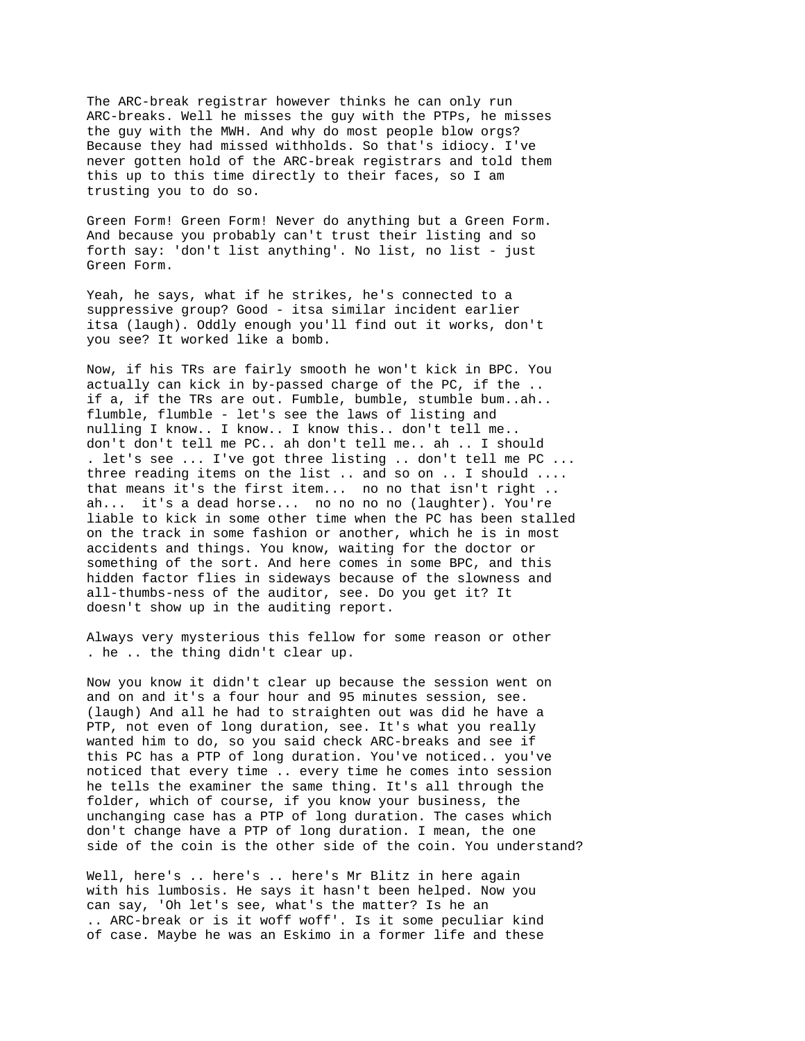The ARC-break registrar however thinks he can only run ARC-breaks. Well he misses the guy with the PTPs, he misses the guy with the MWH. And why do most people blow orgs? Because they had missed withholds. So that's idiocy. I've never gotten hold of the ARC-break registrars and told them this up to this time directly to their faces, so I am trusting you to do so.

Green Form! Green Form! Never do anything but a Green Form. And because you probably can't trust their listing and so forth say: 'don't list anything'. No list, no list - just Green Form.

Yeah, he says, what if he strikes, he's connected to a suppressive group? Good - itsa similar incident earlier itsa (laugh). Oddly enough you'll find out it works, don't you see? It worked like a bomb.

Now, if his TRs are fairly smooth he won't kick in BPC. You actually can kick in by-passed charge of the PC, if the .. if a, if the TRs are out. Fumble, bumble, stumble bum..ah.. flumble, flumble - let's see the laws of listing and nulling I know.. I know.. I know this.. don't tell me.. don't don't tell me PC.. ah don't tell me.. ah .. I should . let's see ... I've got three listing .. don't tell me PC ... three reading items on the list .. and so on .. I should .... that means it's the first item... no no that isn't right .. ah... it's a dead horse... no no no no (laughter). You're liable to kick in some other time when the PC has been stalled on the track in some fashion or another, which he is in most accidents and things. You know, waiting for the doctor or something of the sort. And here comes in some BPC, and this hidden factor flies in sideways because of the slowness and all-thumbs-ness of the auditor, see. Do you get it? It doesn't show up in the auditing report.

Always very mysterious this fellow for some reason or other . he .. the thing didn't clear up.

Now you know it didn't clear up because the session went on and on and it's a four hour and 95 minutes session, see. (laugh) And all he had to straighten out was did he have a PTP, not even of long duration, see. It's what you really wanted him to do, so you said check ARC-breaks and see if this PC has a PTP of long duration. You've noticed.. you've noticed that every time .. every time he comes into session he tells the examiner the same thing. It's all through the folder, which of course, if you know your business, the unchanging case has a PTP of long duration. The cases which don't change have a PTP of long duration. I mean, the one side of the coin is the other side of the coin. You understand?

Well, here's .. here's .. here's Mr Blitz in here again with his lumbosis. He says it hasn't been helped. Now you can say, 'Oh let's see, what's the matter? Is he an .. ARC-break or is it woff woff'. Is it some peculiar kind of case. Maybe he was an Eskimo in a former life and these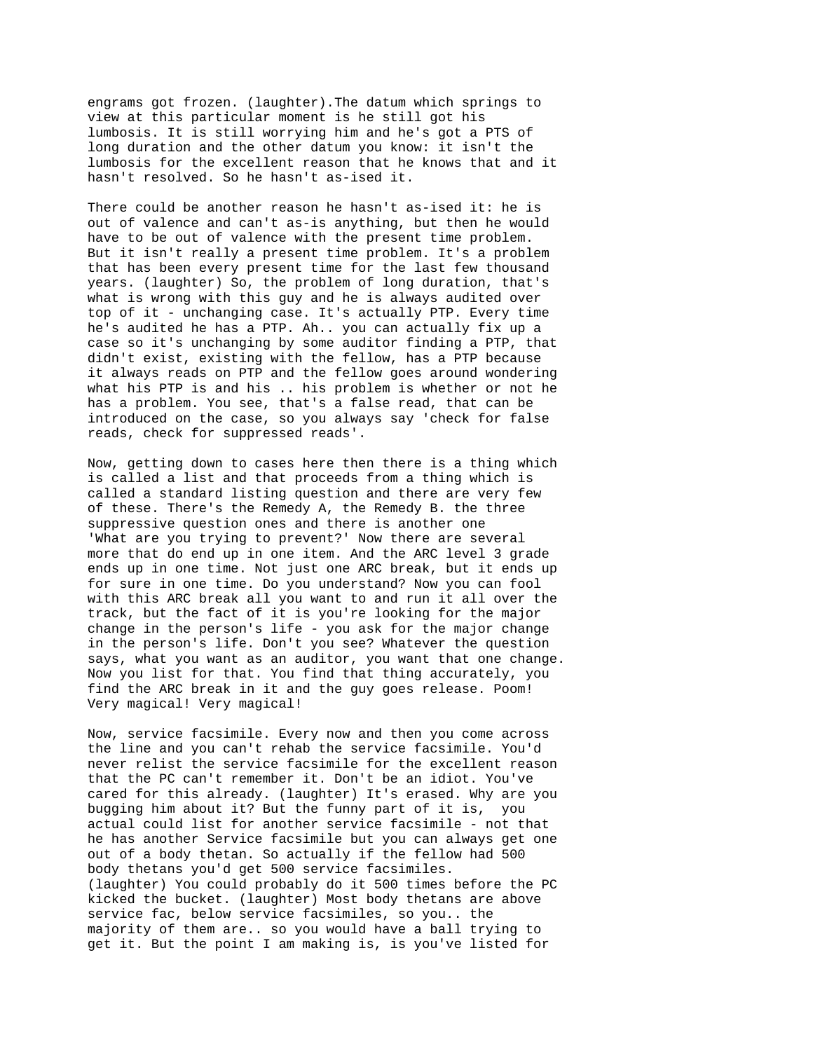engrams got frozen. (laughter).The datum which springs to view at this particular moment is he still got his lumbosis. It is still worrying him and he's got a PTS of long duration and the other datum you know: it isn't the lumbosis for the excellent reason that he knows that and it hasn't resolved. So he hasn't as-ised it.

There could be another reason he hasn't as-ised it: he is out of valence and can't as-is anything, but then he would have to be out of valence with the present time problem. But it isn't really a present time problem. It's a problem that has been every present time for the last few thousand years. (laughter) So, the problem of long duration, that's what is wrong with this guy and he is always audited over top of it - unchanging case. It's actually PTP. Every time he's audited he has a PTP. Ah.. you can actually fix up a case so it's unchanging by some auditor finding a PTP, that didn't exist, existing with the fellow, has a PTP because it always reads on PTP and the fellow goes around wondering what his PTP is and his .. his problem is whether or not he has a problem. You see, that's a false read, that can be introduced on the case, so you always say 'check for false reads, check for suppressed reads'.

Now, getting down to cases here then there is a thing which is called a list and that proceeds from a thing which is called a standard listing question and there are very few of these. There's the Remedy A, the Remedy B. the three suppressive question ones and there is another one 'What are you trying to prevent?' Now there are several more that do end up in one item. And the ARC level 3 grade ends up in one time. Not just one ARC break, but it ends up for sure in one time. Do you understand? Now you can fool with this ARC break all you want to and run it all over the track, but the fact of it is you're looking for the major change in the person's life - you ask for the major change in the person's life. Don't you see? Whatever the question says, what you want as an auditor, you want that one change. Now you list for that. You find that thing accurately, you find the ARC break in it and the guy goes release. Poom! Very magical! Very magical!

Now, service facsimile. Every now and then you come across the line and you can't rehab the service facsimile. You'd never relist the service facsimile for the excellent reason that the PC can't remember it. Don't be an idiot. You've cared for this already. (laughter) It's erased. Why are you bugging him about it? But the funny part of it is, you actual could list for another service facsimile - not that he has another Service facsimile but you can always get one out of a body thetan. So actually if the fellow had 500 body thetans you'd get 500 service facsimiles. (laughter) You could probably do it 500 times before the PC kicked the bucket. (laughter) Most body thetans are above service fac, below service facsimiles, so you.. the majority of them are.. so you would have a ball trying to get it. But the point I am making is, is you've listed for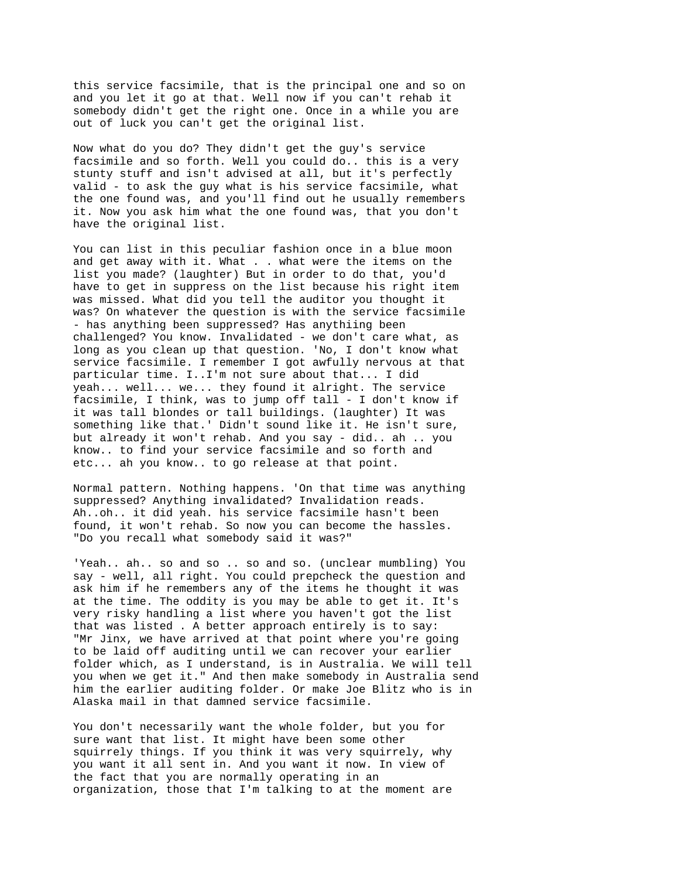this service facsimile, that is the principal one and so on and you let it go at that. Well now if you can't rehab it somebody didn't get the right one. Once in a while you are out of luck you can't get the original list.

Now what do you do? They didn't get the guy's service facsimile and so forth. Well you could do.. this is a very stunty stuff and isn't advised at all, but it's perfectly valid - to ask the guy what is his service facsimile, what the one found was, and you'll find out he usually remembers it. Now you ask him what the one found was, that you don't have the original list.

You can list in this peculiar fashion once in a blue moon and get away with it. What . . what were the items on the list you made? (laughter) But in order to do that, you'd have to get in suppress on the list because his right item was missed. What did you tell the auditor you thought it was? On whatever the question is with the service facsimile - has anything been suppressed? Has anythiing been challenged? You know. Invalidated - we don't care what, as long as you clean up that question. 'No, I don't know what service facsimile. I remember I got awfully nervous at that particular time. I..I'm not sure about that... I did yeah... well... we... they found it alright. The service facsimile, I think, was to jump off tall - I don't know if it was tall blondes or tall buildings. (laughter) It was something like that.' Didn't sound like it. He isn't sure, but already it won't rehab. And you say - did.. ah .. you know.. to find your service facsimile and so forth and etc... ah you know.. to go release at that point.

Normal pattern. Nothing happens. 'On that time was anything suppressed? Anything invalidated? Invalidation reads. Ah..oh.. it did yeah. his service facsimile hasn't been found, it won't rehab. So now you can become the hassles. "Do you recall what somebody said it was?"

'Yeah.. ah.. so and so .. so and so. (unclear mumbling) You say - well, all right. You could prepcheck the question and ask him if he remembers any of the items he thought it was at the time. The oddity is you may be able to get it. It's very risky handling a list where you haven't got the list that was listed . A better approach entirely is to say: "Mr Jinx, we have arrived at that point where you're going to be laid off auditing until we can recover your earlier folder which, as I understand, is in Australia. We will tell you when we get it." And then make somebody in Australia send him the earlier auditing folder. Or make Joe Blitz who is in Alaska mail in that damned service facsimile.

You don't necessarily want the whole folder, but you for sure want that list. It might have been some other squirrely things. If you think it was very squirrely, why you want it all sent in. And you want it now. In view of the fact that you are normally operating in an organization, those that I'm talking to at the moment are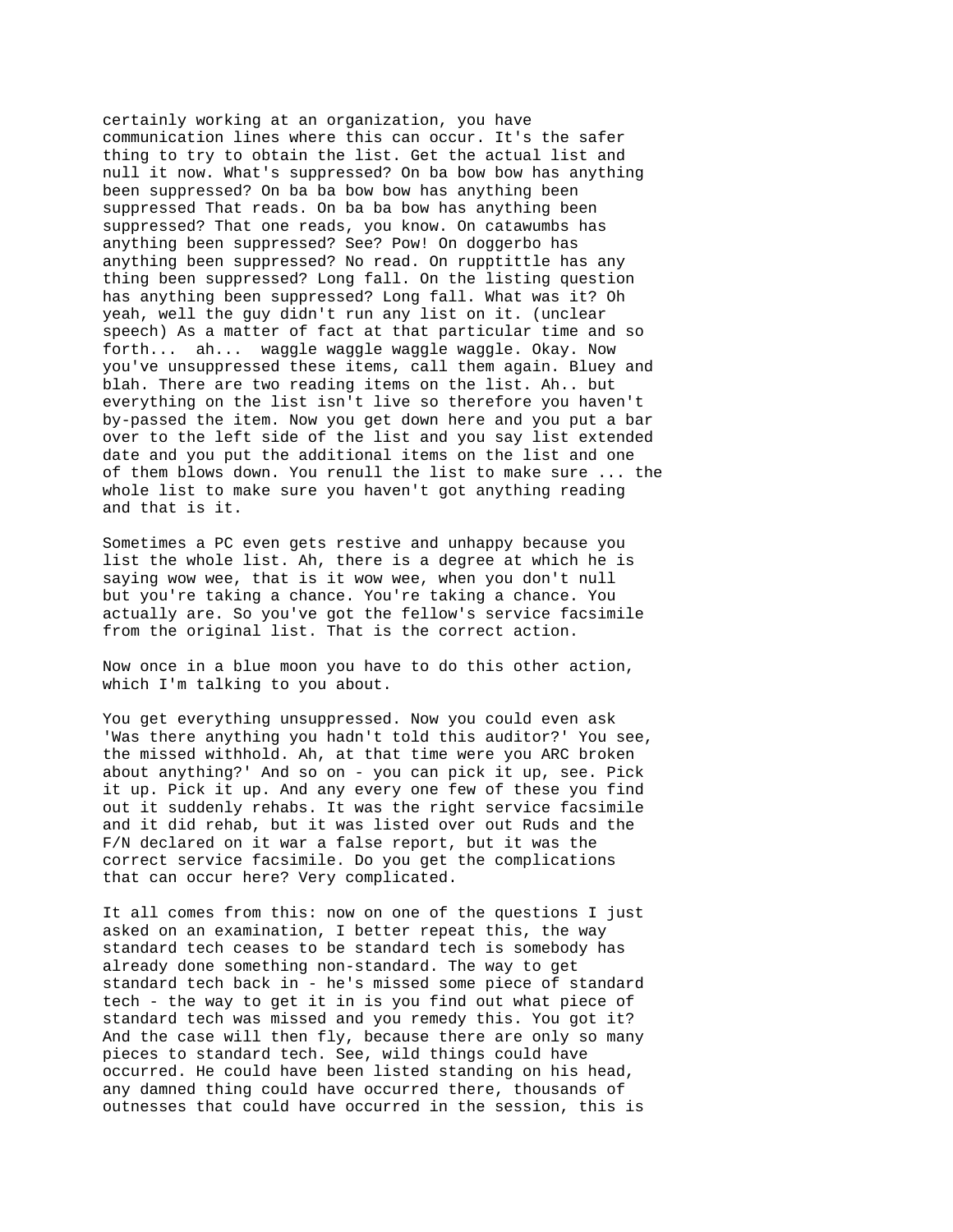certainly working at an organization, you have communication lines where this can occur. It's the safer thing to try to obtain the list. Get the actual list and null it now. What's suppressed? On ba bow bow has anything been suppressed? On ba ba bow bow has anything been suppressed That reads. On ba ba bow has anything been suppressed? That one reads, you know. On catawumbs has anything been suppressed? See? Pow! On doggerbo has anything been suppressed? No read. On rupptittle has any thing been suppressed? Long fall. On the listing question has anything been suppressed? Long fall. What was it? Oh yeah, well the guy didn't run any list on it. (unclear speech) As a matter of fact at that particular time and so forth... ah... waggle waggle waggle waggle. Okay. Now you've unsuppressed these items, call them again. Bluey and blah. There are two reading items on the list. Ah.. but everything on the list isn't live so therefore you haven't by-passed the item. Now you get down here and you put a bar over to the left side of the list and you say list extended date and you put the additional items on the list and one of them blows down. You renull the list to make sure ... the whole list to make sure you haven't got anything reading and that is it.

Sometimes a PC even gets restive and unhappy because you list the whole list. Ah, there is a degree at which he is saying wow wee, that is it wow wee, when you don't null but you're taking a chance. You're taking a chance. You actually are. So you've got the fellow's service facsimile from the original list. That is the correct action.

Now once in a blue moon you have to do this other action, which I'm talking to you about.

You get everything unsuppressed. Now you could even ask 'Was there anything you hadn't told this auditor?' You see, the missed withhold. Ah, at that time were you ARC broken about anything?' And so on - you can pick it up, see. Pick it up. Pick it up. And any every one few of these you find out it suddenly rehabs. It was the right service facsimile and it did rehab, but it was listed over out Ruds and the F/N declared on it war a false report, but it was the correct service facsimile. Do you get the complications that can occur here? Very complicated.

It all comes from this: now on one of the questions I just asked on an examination, I better repeat this, the way standard tech ceases to be standard tech is somebody has already done something non-standard. The way to get standard tech back in - he's missed some piece of standard tech - the way to get it in is you find out what piece of standard tech was missed and you remedy this. You got it? And the case will then fly, because there are only so many pieces to standard tech. See, wild things could have occurred. He could have been listed standing on his head, any damned thing could have occurred there, thousands of outnesses that could have occurred in the session, this is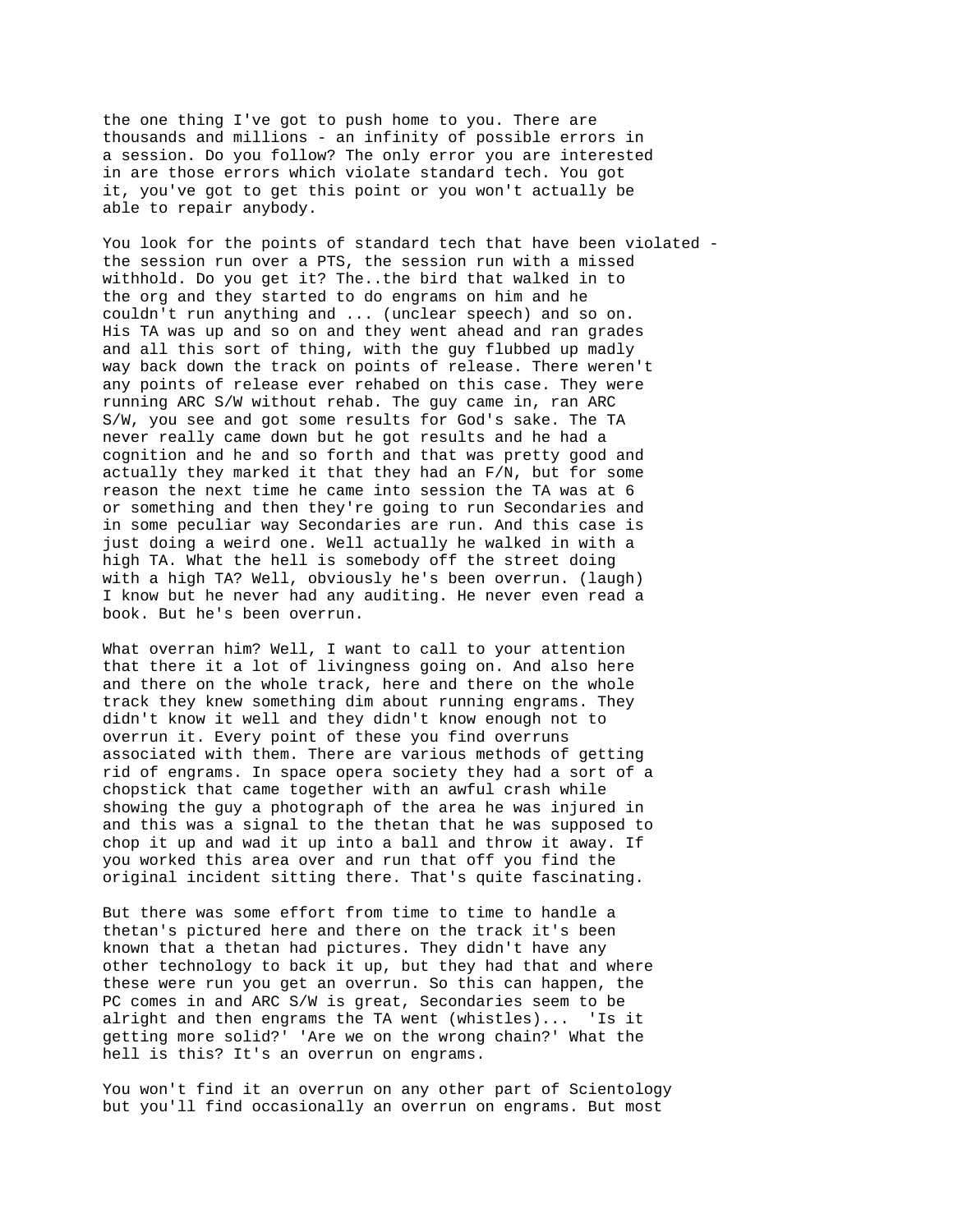the one thing I've got to push home to you. There are thousands and millions - an infinity of possible errors in a session. Do you follow? The only error you are interested in are those errors which violate standard tech. You got it, you've got to get this point or you won't actually be able to repair anybody.

You look for the points of standard tech that have been violated - the session run over a PTS, the session run with a missed withhold. Do you get it? The..the bird that walked in to the org and they started to do engrams on him and he couldn't run anything and ... (unclear speech) and so on. His TA was up and so on and they went ahead and ran grades and all this sort of thing, with the guy flubbed up madly way back down the track on points of release. There weren't any points of release ever rehabed on this case. They were running ARC S/W without rehab. The guy came in, ran ARC S/W, you see and got some results for God's sake. The TA never really came down but he got results and he had a cognition and he and so forth and that was pretty good and actually they marked it that they had an F/N, but for some reason the next time he came into session the TA was at 6 or something and then they're going to run Secondaries and in some peculiar way Secondaries are run. And this case is just doing a weird one. Well actually he walked in with a high TA. What the hell is somebody off the street doing with a high TA? Well, obviously he's been overrun. (laugh) I know but he never had any auditing. He never even read a book. But he's been overrun.

What overran him? Well, I want to call to your attention that there it a lot of livingness going on. And also here and there on the whole track, here and there on the whole track they knew something dim about running engrams. They didn't know it well and they didn't know enough not to overrun it. Every point of these you find overruns associated with them. There are various methods of getting rid of engrams. In space opera society they had a sort of a chopstick that came together with an awful crash while showing the guy a photograph of the area he was injured in and this was a signal to the thetan that he was supposed to chop it up and wad it up into a ball and throw it away. If you worked this area over and run that off you find the original incident sitting there. That's quite fascinating.

But there was some effort from time to time to handle a thetan's pictured here and there on the track it's been known that a thetan had pictures. They didn't have any other technology to back it up, but they had that and where these were run you get an overrun. So this can happen, the PC comes in and ARC S/W is great, Secondaries seem to be alright and then engrams the TA went (whistles)... 'Is it getting more solid?' 'Are we on the wrong chain?' What the hell is this? It's an overrun on engrams.

You won't find it an overrun on any other part of Scientology but you'll find occasionally an overrun on engrams. But most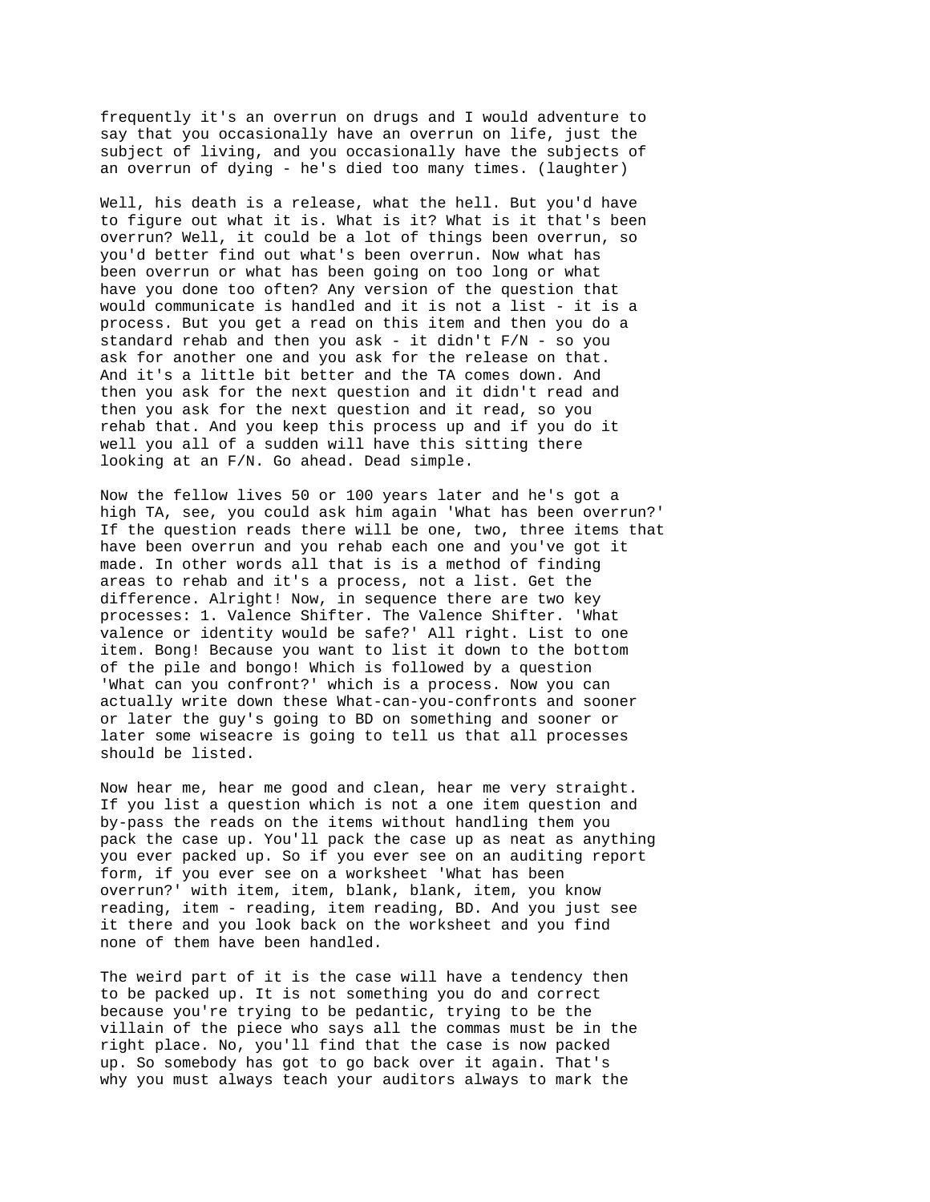frequently it's an overrun on drugs and I would adventure to say that you occasionally have an overrun on life, just the subject of living, and you occasionally have the subjects of an overrun of dying - he's died too many times. (laughter)

Well, his death is a release, what the hell. But you'd have to figure out what it is. What is it? What is it that's been overrun? Well, it could be a lot of things been overrun, so you'd better find out what's been overrun. Now what has been overrun or what has been going on too long or what have you done too often? Any version of the question that would communicate is handled and it is not a list - it is a process. But you get a read on this item and then you do a standard rehab and then you ask - it didn't F/N - so you ask for another one and you ask for the release on that. And it's a little bit better and the TA comes down. And then you ask for the next question and it didn't read and then you ask for the next question and it read, so you rehab that. And you keep this process up and if you do it well you all of a sudden will have this sitting there looking at an F/N. Go ahead. Dead simple.

Now the fellow lives 50 or 100 years later and he's got a high TA, see, you could ask him again 'What has been overrun?' If the question reads there will be one, two, three items that have been overrun and you rehab each one and you've got it made. In other words all that is is a method of finding areas to rehab and it's a process, not a list. Get the difference. Alright! Now, in sequence there are two key processes: 1. Valence Shifter. The Valence Shifter. 'What valence or identity would be safe?' All right. List to one item. Bong! Because you want to list it down to the bottom of the pile and bongo! Which is followed by a question 'What can you confront?' which is a process. Now you can actually write down these What-can-you-confronts and sooner or later the guy's going to BD on something and sooner or later some wiseacre is going to tell us that all processes should be listed.

Now hear me, hear me good and clean, hear me very straight. If you list a question which is not a one item question and by-pass the reads on the items without handling them you pack the case up. You'll pack the case up as neat as anything you ever packed up. So if you ever see on an auditing report form, if you ever see on a worksheet 'What has been overrun?' with item, item, blank, blank, item, you know reading, item - reading, item reading, BD. And you just see it there and you look back on the worksheet and you find none of them have been handled.

The weird part of it is the case will have a tendency then to be packed up. It is not something you do and correct because you're trying to be pedantic, trying to be the villain of the piece who says all the commas must be in the right place. No, you'll find that the case is now packed up. So somebody has got to go back over it again. That's why you must always teach your auditors always to mark the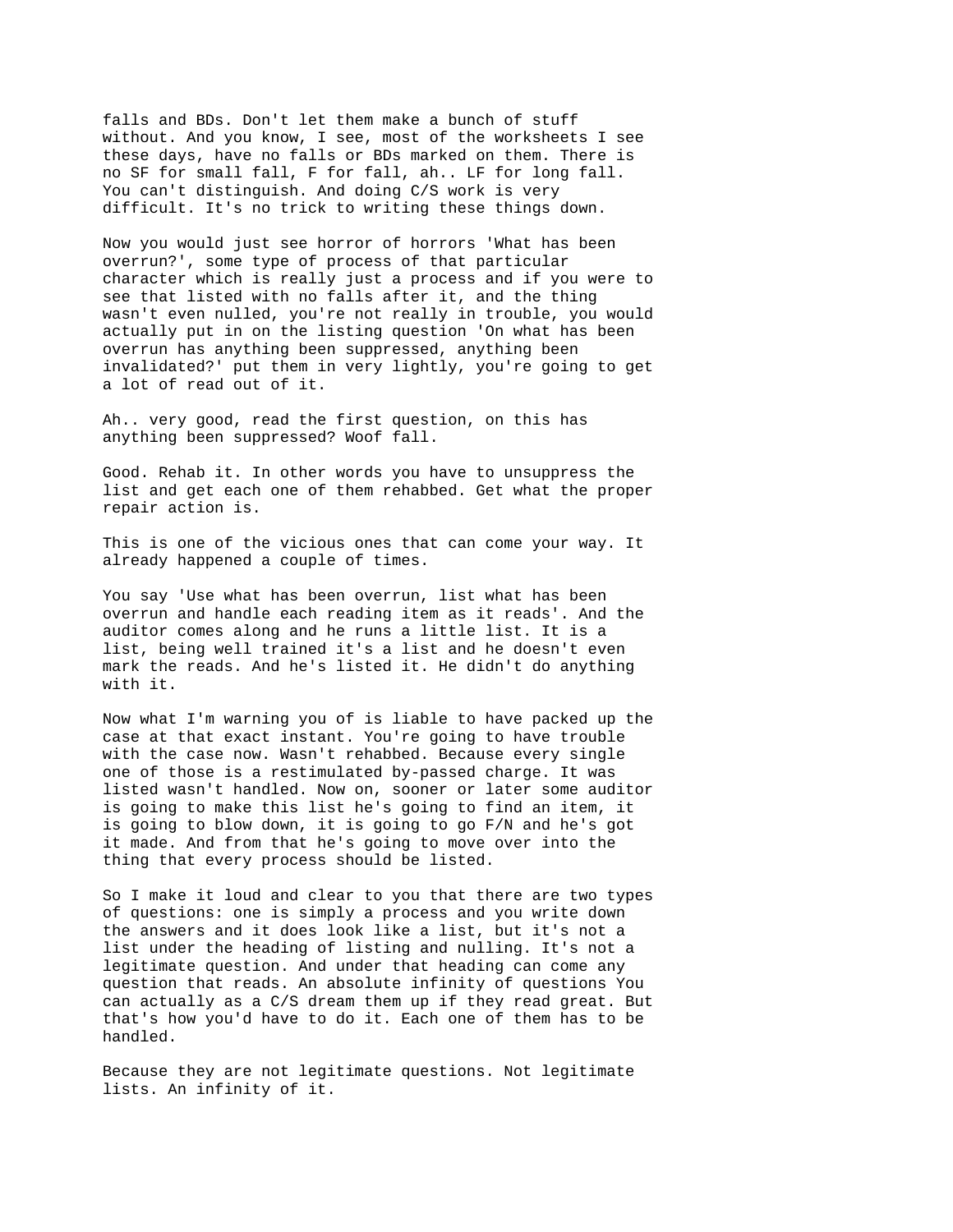falls and BDs. Don't let them make a bunch of stuff without. And you know, I see, most of the worksheets I see these days, have no falls or BDs marked on them. There is no SF for small fall, F for fall, ah.. LF for long fall. You can't distinguish. And doing C/S work is very difficult. It's no trick to writing these things down.

Now you would just see horror of horrors 'What has been overrun?', some type of process of that particular character which is really just a process and if you were to see that listed with no falls after it, and the thing wasn't even nulled, you're not really in trouble, you would actually put in on the listing question 'On what has been overrun has anything been suppressed, anything been invalidated?' put them in very lightly, you're going to get a lot of read out of it.

Ah.. very good, read the first question, on this has anything been suppressed? Woof fall.

Good. Rehab it. In other words you have to unsuppress the list and get each one of them rehabbed. Get what the proper repair action is.

This is one of the vicious ones that can come your way. It already happened a couple of times.

You say 'Use what has been overrun, list what has been overrun and handle each reading item as it reads'. And the auditor comes along and he runs a little list. It is a list, being well trained it's a list and he doesn't even mark the reads. And he's listed it. He didn't do anything with it.

Now what I'm warning you of is liable to have packed up the case at that exact instant. You're going to have trouble with the case now. Wasn't rehabbed. Because every single one of those is a restimulated by-passed charge. It was listed wasn't handled. Now on, sooner or later some auditor is going to make this list he's going to find an item, it is going to blow down, it is going to go F/N and he's got it made. And from that he's going to move over into the thing that every process should be listed.

So I make it loud and clear to you that there are two types of questions: one is simply a process and you write down the answers and it does look like a list, but it's not a list under the heading of listing and nulling. It's not a legitimate question. And under that heading can come any question that reads. An absolute infinity of questions You can actually as a C/S dream them up if they read great. But that's how you'd have to do it. Each one of them has to be handled.

Because they are not legitimate questions. Not legitimate lists. An infinity of it.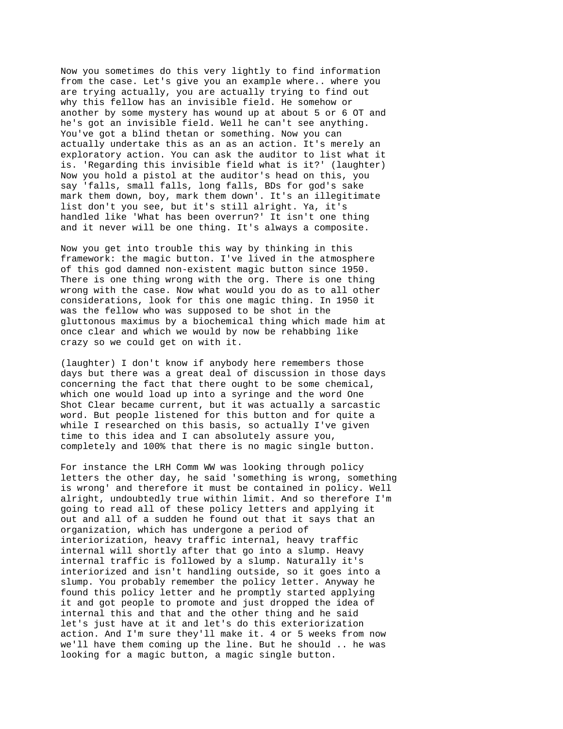Now you sometimes do this very lightly to find information from the case. Let's give you an example where.. where you are trying actually, you are actually trying to find out why this fellow has an invisible field. He somehow or another by some mystery has wound up at about 5 or 6 OT and he's got an invisible field. Well he can't see anything. You've got a blind thetan or something. Now you can actually undertake this as an as an action. It's merely an exploratory action. You can ask the auditor to list what it is. 'Regarding this invisible field what is it?' (laughter) Now you hold a pistol at the auditor's head on this, you say 'falls, small falls, long falls, BDs for god's sake mark them down, boy, mark them down'. It's an illegitimate list don't you see, but it's still alright. Ya, it's handled like 'What has been overrun?' It isn't one thing and it never will be one thing. It's always a composite.

Now you get into trouble this way by thinking in this framework: the magic button. I've lived in the atmosphere of this god damned non-existent magic button since 1950. There is one thing wrong with the org. There is one thing wrong with the case. Now what would you do as to all other considerations, look for this one magic thing. In 1950 it was the fellow who was supposed to be shot in the gluttonous maximus by a biochemical thing which made him at once clear and which we would by now be rehabbing like crazy so we could get on with it.

(laughter) I don't know if anybody here remembers those days but there was a great deal of discussion in those days concerning the fact that there ought to be some chemical, which one would load up into a syringe and the word One Shot Clear became current, but it was actually a sarcastic word. But people listened for this button and for quite a while I researched on this basis, so actually I've given time to this idea and I can absolutely assure you, completely and 100% that there is no magic single button.

For instance the LRH Comm WW was looking through policy letters the other day, he said 'something is wrong, something is wrong' and therefore it must be contained in policy. Well alright, undoubtedly true within limit. And so therefore I'm going to read all of these policy letters and applying it out and all of a sudden he found out that it says that an organization, which has undergone a period of interiorization, heavy traffic internal, heavy traffic internal will shortly after that go into a slump. Heavy internal traffic is followed by a slump. Naturally it's interiorized and isn't handling outside, so it goes into a slump. You probably remember the policy letter. Anyway he found this policy letter and he promptly started applying it and got people to promote and just dropped the idea of internal this and that and the other thing and he said let's just have at it and let's do this exteriorization action. And I'm sure they'll make it. 4 or 5 weeks from now we'll have them coming up the line. But he should .. he was looking for a magic button, a magic single button.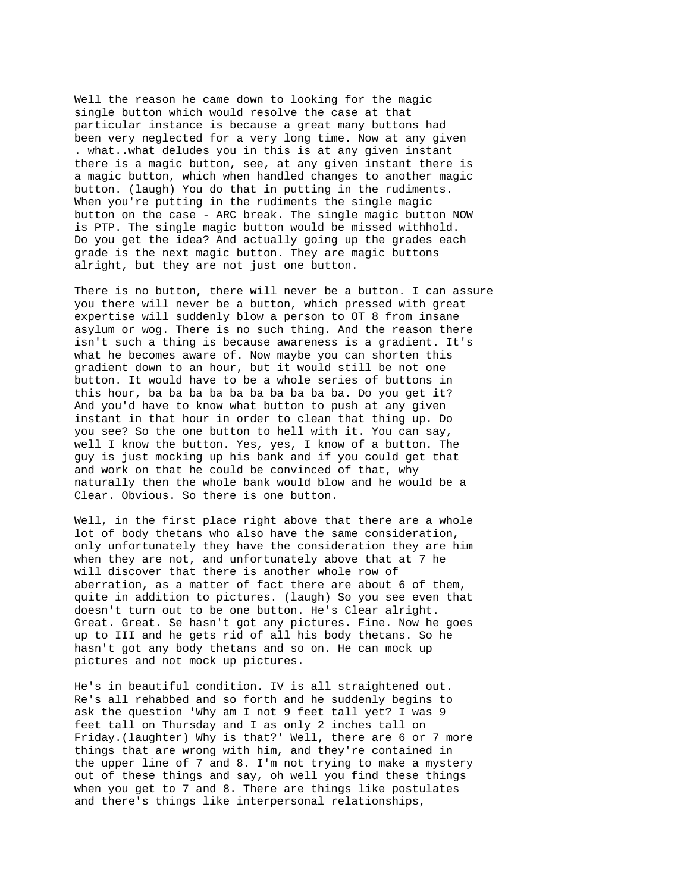Well the reason he came down to looking for the magic single button which would resolve the case at that particular instance is because a great many buttons had been very neglected for a very long time. Now at any given . what..what deludes you in this is at any given instant there is a magic button, see, at any given instant there is a magic button, which when handled changes to another magic button. (laugh) You do that in putting in the rudiments. When you're putting in the rudiments the single magic button on the case - ARC break. The single magic button NOW is PTP. The single magic button would be missed withhold. Do you get the idea? And actually going up the grades each grade is the next magic button. They are magic buttons alright, but they are not just one button.

There is no button, there will never be a button. I can assure you there will never be a button, which pressed with great expertise will suddenly blow a person to OT 8 from insane asylum or wog. There is no such thing. And the reason there isn't such a thing is because awareness is a gradient. It's what he becomes aware of. Now maybe you can shorten this gradient down to an hour, but it would still be not one button. It would have to be a whole series of buttons in this hour, ba ba ba ba ba ba ba ba ba ba. Do you get it? And you'd have to know what button to push at any given instant in that hour in order to clean that thing up. Do you see? So the one button to hell with it. You can say, well I know the button. Yes, yes, I know of a button. The guy is just mocking up his bank and if you could get that and work on that he could be convinced of that, why naturally then the whole bank would blow and he would be a Clear. Obvious. So there is one button.

Well, in the first place right above that there are a whole lot of body thetans who also have the same consideration, only unfortunately they have the consideration they are him when they are not, and unfortunately above that at 7 he will discover that there is another whole row of aberration, as a matter of fact there are about 6 of them, quite in addition to pictures. (laugh) So you see even that doesn't turn out to be one button. He's Clear alright. Great. Great. Se hasn't got any pictures. Fine. Now he goes up to III and he gets rid of all his body thetans. So he hasn't got any body thetans and so on. He can mock up pictures and not mock up pictures.

He's in beautiful condition. IV is all straightened out. Re's all rehabbed and so forth and he suddenly begins to ask the question 'Why am I not 9 feet tall yet? I was 9 feet tall on Thursday and I as only 2 inches tall on Friday.(laughter) Why is that?' Well, there are 6 or 7 more things that are wrong with him, and they're contained in the upper line of 7 and 8. I'm not trying to make a mystery out of these things and say, oh well you find these things when you get to 7 and 8. There are things like postulates and there's things like interpersonal relationships,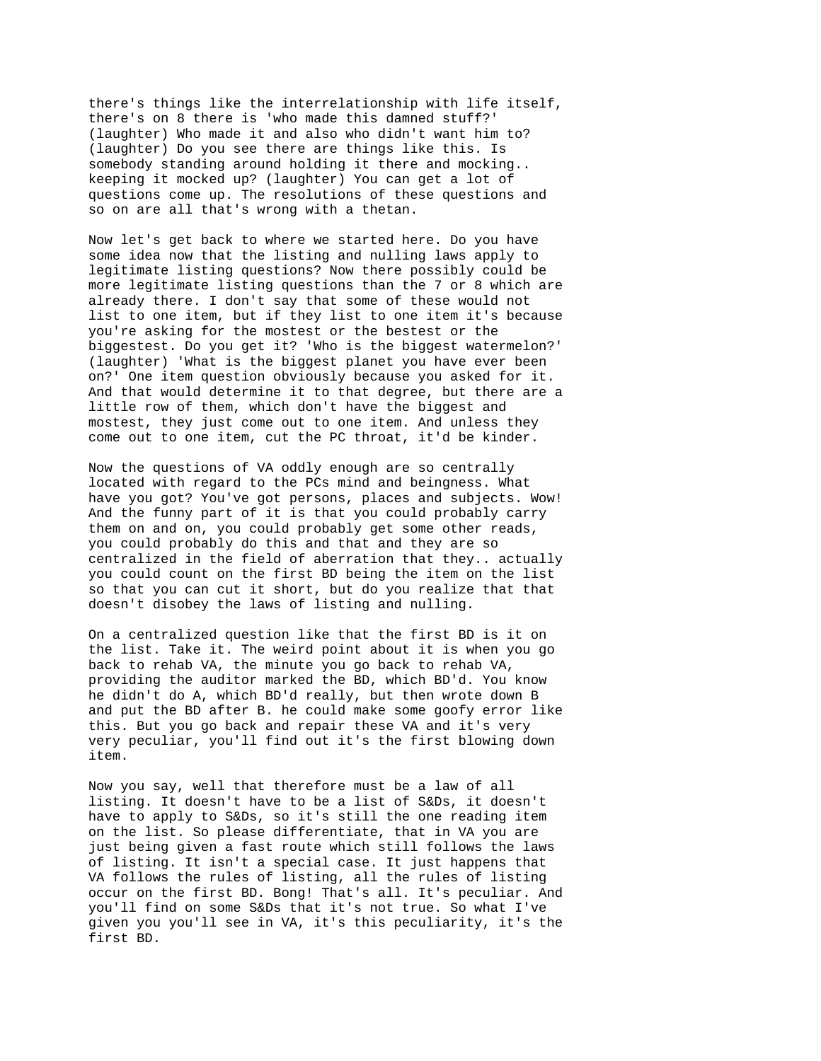there's things like the interrelationship with life itself, there's on 8 there is 'who made this damned stuff?' (laughter) Who made it and also who didn't want him to? (laughter) Do you see there are things like this. Is somebody standing around holding it there and mocking.. keeping it mocked up? (laughter) You can get a lot of questions come up. The resolutions of these questions and so on are all that's wrong with a thetan.

Now let's get back to where we started here. Do you have some idea now that the listing and nulling laws apply to legitimate listing questions? Now there possibly could be more legitimate listing questions than the 7 or 8 which are already there. I don't say that some of these would not list to one item, but if they list to one item it's because you're asking for the mostest or the bestest or the biggestest. Do you get it? 'Who is the biggest watermelon?' (laughter) 'What is the biggest planet you have ever been on?' One item question obviously because you asked for it. And that would determine it to that degree, but there are a little row of them, which don't have the biggest and mostest, they just come out to one item. And unless they come out to one item, cut the PC throat, it'd be kinder.

Now the questions of VA oddly enough are so centrally located with regard to the PCs mind and beingness. What have you got? You've got persons, places and subjects. Wow! And the funny part of it is that you could probably carry them on and on, you could probably get some other reads, you could probably do this and that and they are so centralized in the field of aberration that they.. actually you could count on the first BD being the item on the list so that you can cut it short, but do you realize that that doesn't disobey the laws of listing and nulling.

On a centralized question like that the first BD is it on the list. Take it. The weird point about it is when you go back to rehab VA, the minute you go back to rehab VA, providing the auditor marked the BD, which BD'd. You know he didn't do A, which BD'd really, but then wrote down B and put the BD after B. he could make some goofy error like this. But you go back and repair these VA and it's very very peculiar, you'll find out it's the first blowing down item.

Now you say, well that therefore must be a law of all listing. It doesn't have to be a list of S&Ds, it doesn't have to apply to S&Ds, so it's still the one reading item on the list. So please differentiate, that in VA you are just being given a fast route which still follows the laws of listing. It isn't a special case. It just happens that VA follows the rules of listing, all the rules of listing occur on the first BD. Bong! That's all. It's peculiar. And you'll find on some S&Ds that it's not true. So what I've given you you'll see in VA, it's this peculiarity, it's the first BD.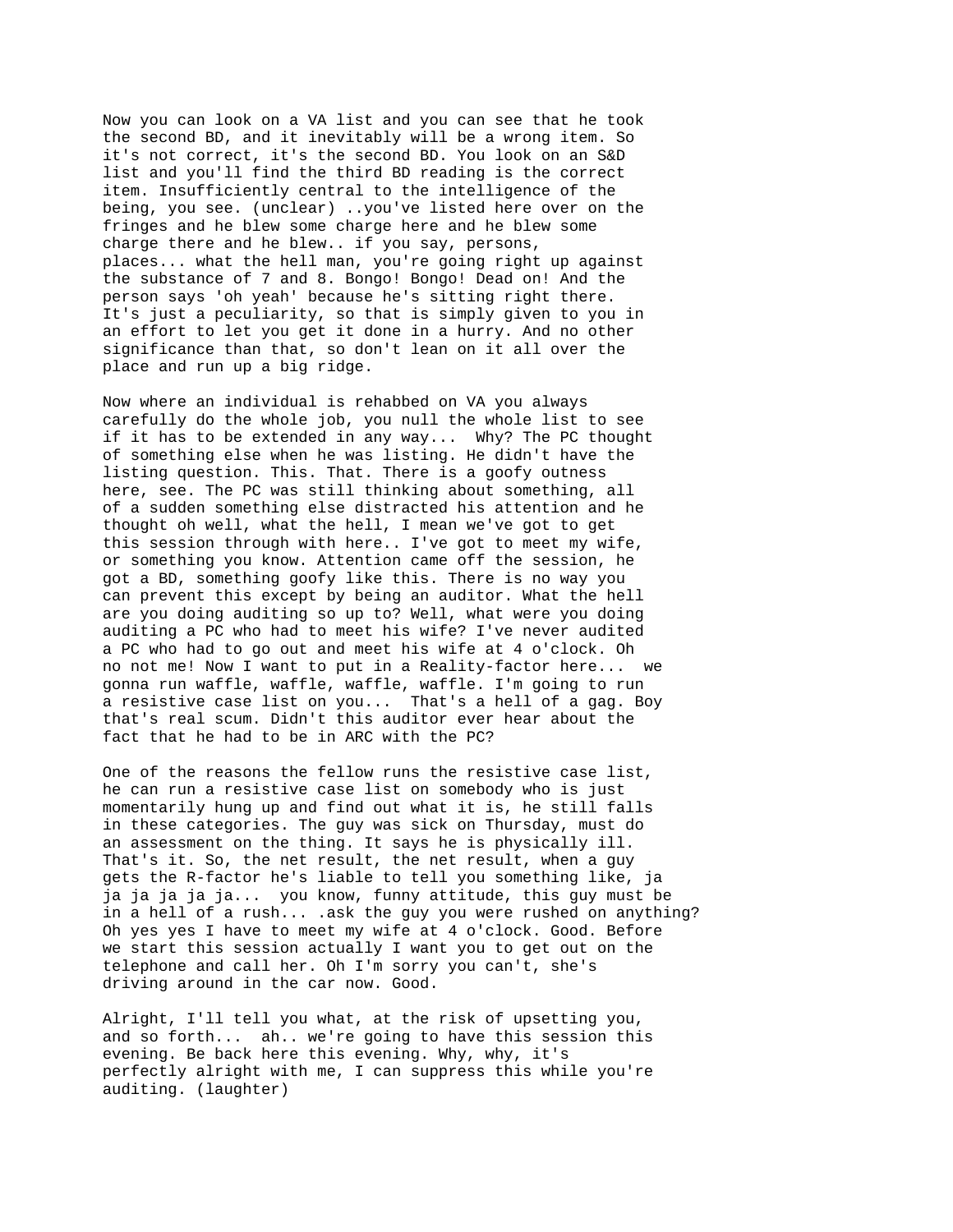Now you can look on a VA list and you can see that he took the second BD, and it inevitably will be a wrong item. So it's not correct, it's the second BD. You look on an S&D list and you'll find the third BD reading is the correct item. Insufficiently central to the intelligence of the being, you see. (unclear) ..you've listed here over on the fringes and he blew some charge here and he blew some charge there and he blew.. if you say, persons, places... what the hell man, you're going right up against the substance of 7 and 8. Bongo! Bongo! Dead on! And the person says 'oh yeah' because he's sitting right there. It's just a peculiarity, so that is simply given to you in an effort to let you get it done in a hurry. And no other significance than that, so don't lean on it all over the place and run up a big ridge.

Now where an individual is rehabbed on VA you always carefully do the whole job, you null the whole list to see if it has to be extended in any way...  Why? The PC thought of something else when he was listing. He didn't have the listing question. This. That. There is a goofy outness here, see. The PC was still thinking about something, all of a sudden something else distracted his attention and he thought oh well, what the hell, I mean we've got to get this session through with here.. I've got to meet my wife, or something you know. Attention came off the session, he got a BD, something goofy like this. There is no way you can prevent this except by being an auditor. What the hell are you doing auditing so up to? Well, what were you doing auditing a PC who had to meet his wife? I've never audited a PC who had to go out and meet his wife at 4 o'clock. Oh no not me! Now I want to put in a Reality-factor here...  we gonna run waffle, waffle, waffle, waffle. I'm going to run a resistive case list on you...  That's a hell of a gag. Boy that's real scum. Didn't this auditor ever hear about the fact that he had to be in ARC with the PC?

One of the reasons the fellow runs the resistive case list, he can run a resistive case list on somebody who is just momentarily hung up and find out what it is, he still falls in these categories. The guy was sick on Thursday, must do an assessment on the thing. It says he is physically ill. That's it. So, the net result, the net result, when a guy gets the R-factor he's liable to tell you something like, ja ja ja ja ja ja...  you know, funny attitude, this guy must be in a hell of a rush... .ask the guy you were rushed on anything? Oh yes yes I have to meet my wife at 4 o'clock. Good. Before we start this session actually I want you to get out on the telephone and call her. Oh I'm sorry you can't, she's driving around in the car now. Good.

Alright, I'll tell you what, at the risk of upsetting you, and so forth...  ah.. we're going to have this session this evening. Be back here this evening. Why, why, it's perfectly alright with me, I can suppress this while you're auditing. (laughter)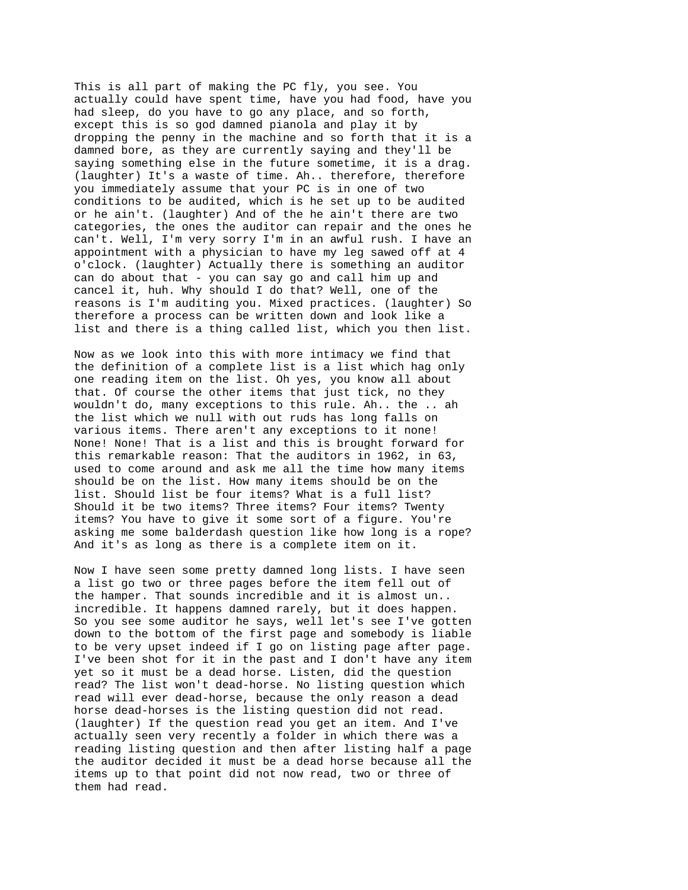This is all part of making the PC fly, you see. You actually could have spent time, have you had food, have you had sleep, do you have to go any place, and so forth, except this is so god damned pianola and play it by dropping the penny in the machine and so forth that it is a damned bore, as they are currently saying and they'll be saying something else in the future sometime, it is a drag. (laughter) It's a waste of time. Ah.. therefore, therefore you immediately assume that your PC is in one of two conditions to be audited, which is he set up to be audited or he ain't. (laughter) And of the he ain't there are two categories, the ones the auditor can repair and the ones he can't. Well, I'm very sorry I'm in an awful rush. I have an appointment with a physician to have my leg sawed off at 4 o'clock. (laughter) Actually there is something an auditor can do about that - you can say go and call him up and cancel it, huh. Why should I do that? Well, one of the reasons is I'm auditing you. Mixed practices. (laughter) So therefore a process can be written down and look like a list and there is a thing called list, which you then list.

Now as we look into this with more intimacy we find that the definition of a complete list is a list which hag only one reading item on the list. Oh yes, you know all about that. Of course the other items that just tick, no they wouldn't do, many exceptions to this rule. Ah.. the .. ah the list which we null with out ruds has long falls on various items. There aren't any exceptions to it none! None! None! That is a list and this is brought forward for this remarkable reason: That the auditors in 1962, in 63, used to come around and ask me all the time how many items should be on the list. How many items should be on the list. Should list be four items? What is a full list? Should it be two items? Three items? Four items? Twenty items? You have to give it some sort of a figure. You're asking me some balderdash question like how long is a rope? And it's as long as there is a complete item on it.

Now I have seen some pretty damned long lists. I have seen a list go two or three pages before the item fell out of the hamper. That sounds incredible and it is almost un.. incredible. It happens damned rarely, but it does happen. So you see some auditor he says, well let's see I've gotten down to the bottom of the first page and somebody is liable to be very upset indeed if I go on listing page after page. I've been shot for it in the past and I don't have any item yet so it must be a dead horse. Listen, did the question read? The list won't dead-horse. No listing question which read will ever dead-horse, because the only reason a dead horse dead-horses is the listing question did not read. (laughter) If the question read you get an item. And I've actually seen very recently a folder in which there was a reading listing question and then after listing half a page the auditor decided it must be a dead horse because all the items up to that point did not now read, two or three of them had read.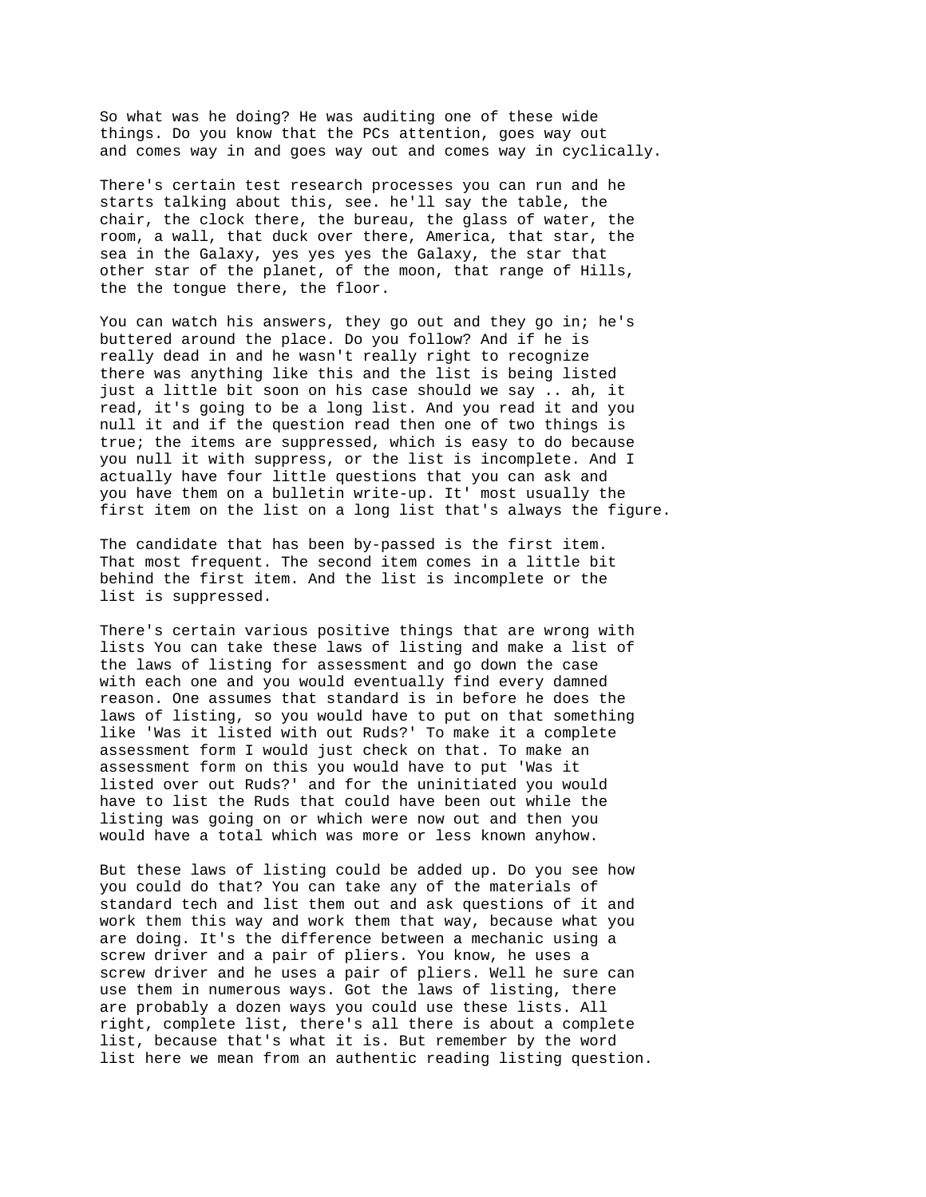So what was he doing? He was auditing one of these wide things. Do you know that the PCs attention, goes way out and comes way in and goes way out and comes way in cyclically.

There's certain test research processes you can run and he starts talking about this, see. he'll say the table, the chair, the clock there, the bureau, the glass of water, the room, a wall, that duck over there, America, that star, the sea in the Galaxy, yes yes yes the Galaxy, the star that other star of the planet, of the moon, that range of Hills, the the tongue there, the floor.

You can watch his answers, they go out and they go in; he's buttered around the place. Do you follow? And if he is really dead in and he wasn't really right to recognize there was anything like this and the list is being listed just a little bit soon on his case should we say .. ah, it read, it's going to be a long list. And you read it and you null it and if the question read then one of two things is true; the items are suppressed, which is easy to do because you null it with suppress, or the list is incomplete. And I actually have four little questions that you can ask and you have them on a bulletin write-up. It' most usually the first item on the list on a long list that's always the figure.

The candidate that has been by-passed is the first item. That most frequent. The second item comes in a little bit behind the first item. And the list is incomplete or the list is suppressed.

There's certain various positive things that are wrong with lists You can take these laws of listing and make a list of the laws of listing for assessment and go down the case with each one and you would eventually find every damned reason. One assumes that standard is in before he does the laws of listing, so you would have to put on that something like 'Was it listed with out Ruds?' To make it a complete assessment form I would just check on that. To make an assessment form on this you would have to put 'Was it listed over out Ruds?' and for the uninitiated you would have to list the Ruds that could have been out while the listing was going on or which were now out and then you would have a total which was more or less known anyhow.

But these laws of listing could be added up. Do you see how you could do that? You can take any of the materials of standard tech and list them out and ask questions of it and work them this way and work them that way, because what you are doing. It's the difference between a mechanic using a screw driver and a pair of pliers. You know, he uses a screw driver and he uses a pair of pliers. Well he sure can use them in numerous ways. Got the laws of listing, there are probably a dozen ways you could use these lists. All right, complete list, there's all there is about a complete list, because that's what it is. But remember by the word list here we mean from an authentic reading listing question.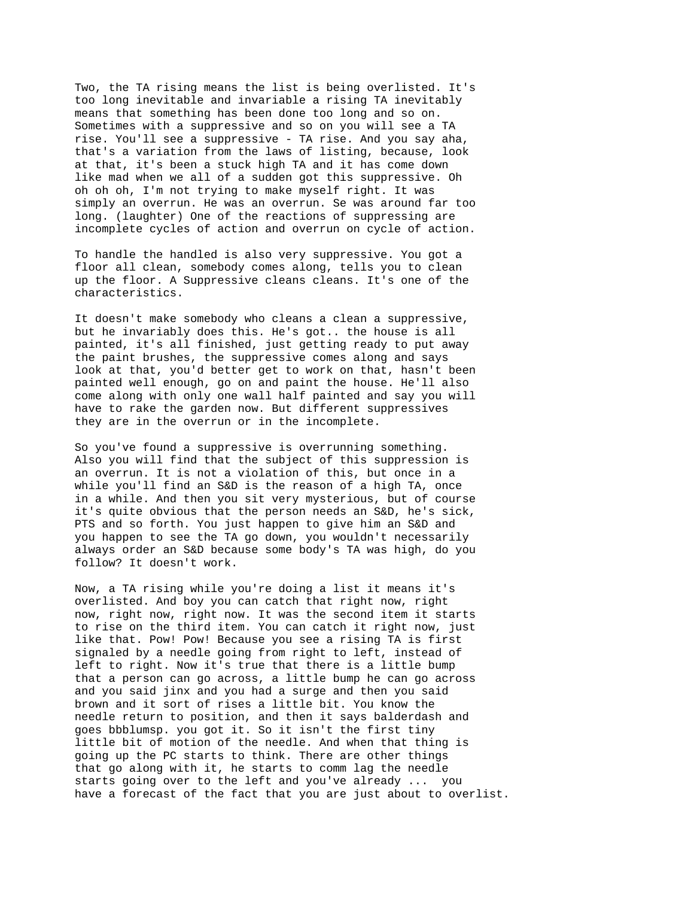Two, the TA rising means the list is being overlisted. It's too long inevitable and invariable a rising TA inevitably means that something has been done too long and so on. Sometimes with a suppressive and so on you will see a TA rise. You'll see a suppressive - TA rise. And you say aha, that's a variation from the laws of listing, because, look at that, it's been a stuck high TA and it has come down like mad when we all of a sudden got this suppressive. Oh oh oh oh, I'm not trying to make myself right. It was simply an overrun. He was an overrun. Se was around far too long. (laughter) One of the reactions of suppressing are incomplete cycles of action and overrun on cycle of action.

To handle the handled is also very suppressive. You got a floor all clean, somebody comes along, tells you to clean up the floor. A Suppressive cleans cleans. It's one of the characteristics.

It doesn't make somebody who cleans a clean a suppressive, but he invariably does this. He's got.. the house is all painted, it's all finished, just getting ready to put away the paint brushes, the suppressive comes along and says look at that, you'd better get to work on that, hasn't been painted well enough, go on and paint the house. He'll also come along with only one wall half painted and say you will have to rake the garden now. But different suppressives they are in the overrun or in the incomplete.

So you've found a suppressive is overrunning something. Also you will find that the subject of this suppression is an overrun. It is not a violation of this, but once in a while you'll find an S&D is the reason of a high TA, once in a while. And then you sit very mysterious, but of course it's quite obvious that the person needs an S&D, he's sick, PTS and so forth. You just happen to give him an S&D and you happen to see the TA go down, you wouldn't necessarily always order an S&D because some body's TA was high, do you follow? It doesn't work.

Now, a TA rising while you're doing a list it means it's overlisted. And boy you can catch that right now, right now, right now, right now. It was the second item it starts to rise on the third item. You can catch it right now, just like that. Pow! Pow! Because you see a rising TA is first signaled by a needle going from right to left, instead of left to right. Now it's true that there is a little bump that a person can go across, a little bump he can go across and you said jinx and you had a surge and then you said brown and it sort of rises a little bit. You know the needle return to position, and then it says balderdash and goes bbblumsp. you got it. So it isn't the first tiny little bit of motion of the needle. And when that thing is going up the PC starts to think. There are other things that go along with it, he starts to comm lag the needle starts going over to the left and you've already ... you have a forecast of the fact that you are just about to overlist.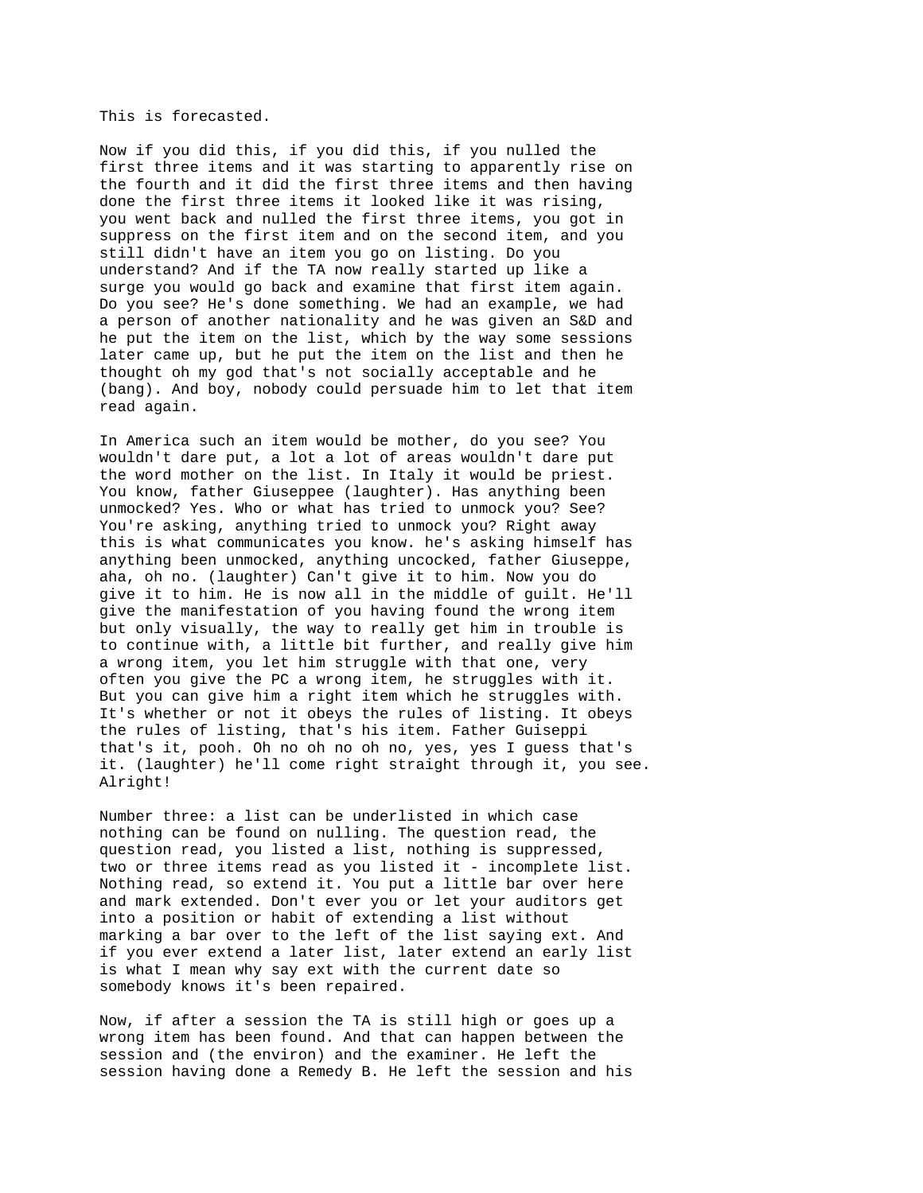This is forecasted.

Now if you did this, if you did this, if you nulled the first three items and it was starting to apparently rise on the fourth and it did the first three items and then having done the first three items it looked like it was rising, you went back and nulled the first three items, you got in suppress on the first item and on the second item, and you still didn't have an item you go on listing. Do you understand? And if the TA now really started up like a surge you would go back and examine that first item again. Do you see? He's done something. We had an example, we had a person of another nationality and he was given an S&D and he put the item on the list, which by the way some sessions later came up, but he put the item on the list and then he thought oh my god that's not socially acceptable and he (bang). And boy, nobody could persuade him to let that item read again.

In America such an item would be mother, do you see? You wouldn't dare put, a lot a lot of areas wouldn't dare put the word mother on the list. In Italy it would be priest. You know, father Giuseppee (laughter). Has anything been unmocked? Yes. Who or what has tried to unmock you? See? You're asking, anything tried to unmock you? Right away this is what communicates you know. he's asking himself has anything been unmocked, anything uncocked, father Giuseppe, aha, oh no. (laughter) Can't give it to him. Now you do give it to him. He is now all in the middle of guilt. He'll give the manifestation of you having found the wrong item but only visually, the way to really get him in trouble is to continue with, a little bit further, and really give him a wrong item, you let him struggle with that one, very often you give the PC a wrong item, he struggles with it. But you can give him a right item which he struggles with. It's whether or not it obeys the rules of listing. It obeys the rules of listing, that's his item. Father Guiseppi that's it, pooh. Oh no oh no oh no, yes, yes I guess that's it. (laughter) he'll come right straight through it, you see. Alright!

Number three: a list can be underlisted in which case nothing can be found on nulling. The question read, the question read, you listed a list, nothing is suppressed, two or three items read as you listed it - incomplete list. Nothing read, so extend it. You put a little bar over here and mark extended. Don't ever you or let your auditors get into a position or habit of extending a list without marking a bar over to the left of the list saying ext. And if you ever extend a later list, later extend an early list is what I mean why say ext with the current date so somebody knows it's been repaired.

Now, if after a session the TA is still high or goes up a wrong item has been found. And that can happen between the session and (the environ) and the examiner. He left the session having done a Remedy B. He left the session and his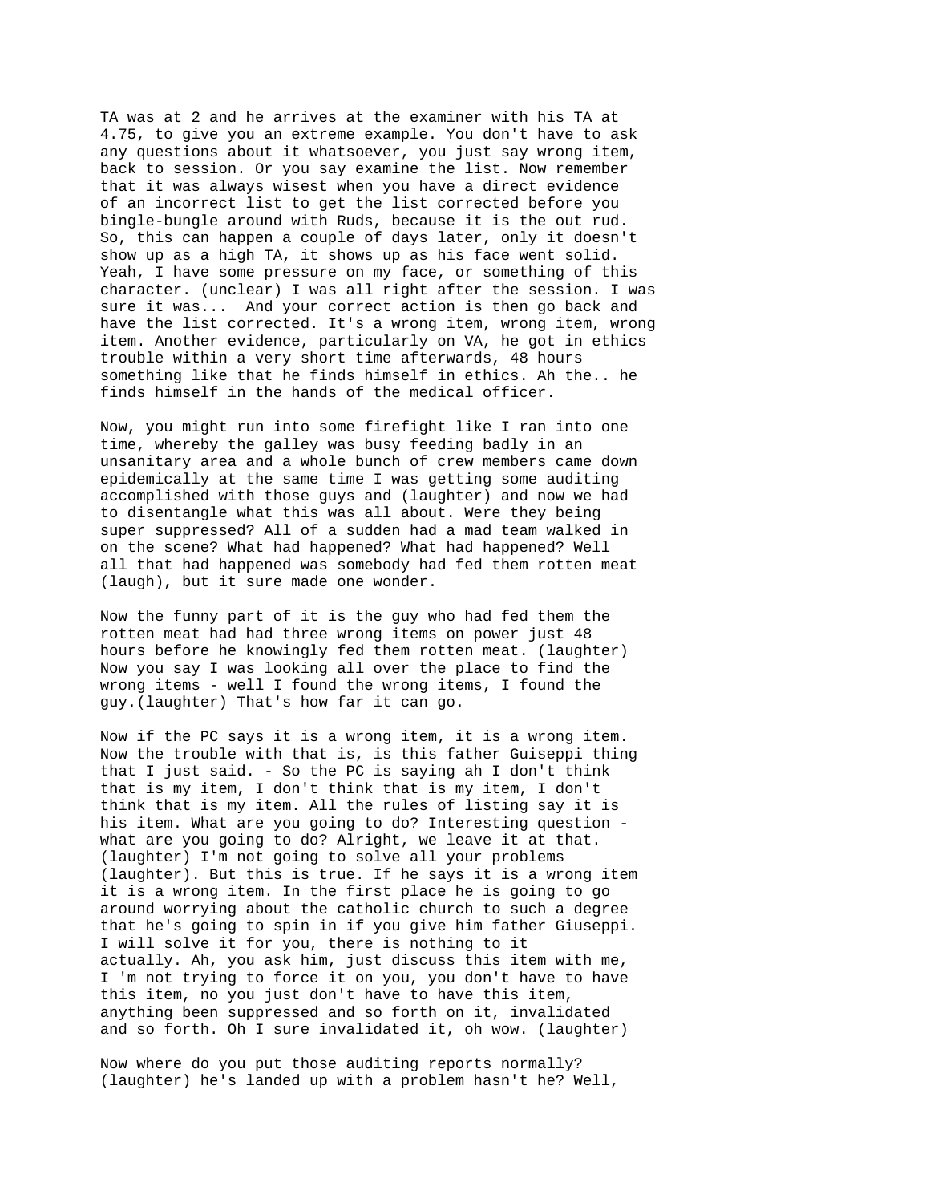TA was at 2 and he arrives at the examiner with his TA at 4.75, to give you an extreme example. You don't have to ask any questions about it whatsoever, you just say wrong item, back to session. Or you say examine the list. Now remember that it was always wisest when you have a direct evidence of an incorrect list to get the list corrected before you bingle-bungle around with Ruds, because it is the out rud. So, this can happen a couple of days later, only it doesn't show up as a high TA, it shows up as his face went solid. Yeah, I have some pressure on my face, or something of this character. (unclear) I was all right after the session. I was sure it was...  And your correct action is then go back and have the list corrected. It's a wrong item, wrong item, wrong item. Another evidence, particularly on VA, he got in ethics trouble within a very short time afterwards, 48 hours something like that he finds himself in ethics. Ah the.. he finds himself in the hands of the medical officer.

Now, you might run into some firefight like I ran into one time, whereby the galley was busy feeding badly in an unsanitary area and a whole bunch of crew members came down epidemically at the same time I was getting some auditing accomplished with those guys and (laughter) and now we had to disentangle what this was all about. Were they being super suppressed? All of a sudden had a mad team walked in on the scene? What had happened? What had happened? Well all that had happened was somebody had fed them rotten meat (laugh), but it sure made one wonder.

Now the funny part of it is the guy who had fed them the rotten meat had had three wrong items on power just 48 hours before he knowingly fed them rotten meat. (laughter) Now you say I was looking all over the place to find the wrong items - well I found the wrong items, I found the guy.(laughter) That's how far it can go.

Now if the PC says it is a wrong item, it is a wrong item. Now the trouble with that is, is this father Guiseppi thing that I just said. - So the PC is saying ah I don't think that is my item, I don't think that is my item, I don't think that is my item. All the rules of listing say it is his item. What are you going to do? Interesting question - what are you going to do? Alright, we leave it at that. (laughter) I'm not going to solve all your problems (laughter). But this is true. If he says it is a wrong item it is a wrong item. In the first place he is going to go around worrying about the catholic church to such a degree that he's going to spin in if you give him father Giuseppi. I will solve it for you, there is nothing to it actually. Ah, you ask him, just discuss this item with me, I 'm not trying to force it on you, you don't have to have this item, no you just don't have to have this item, anything been suppressed and so forth on it, invalidated and so forth. Oh I sure invalidated it, oh wow. (laughter)

Now where do you put those auditing reports normally? (laughter) he's landed up with a problem hasn't he? Well,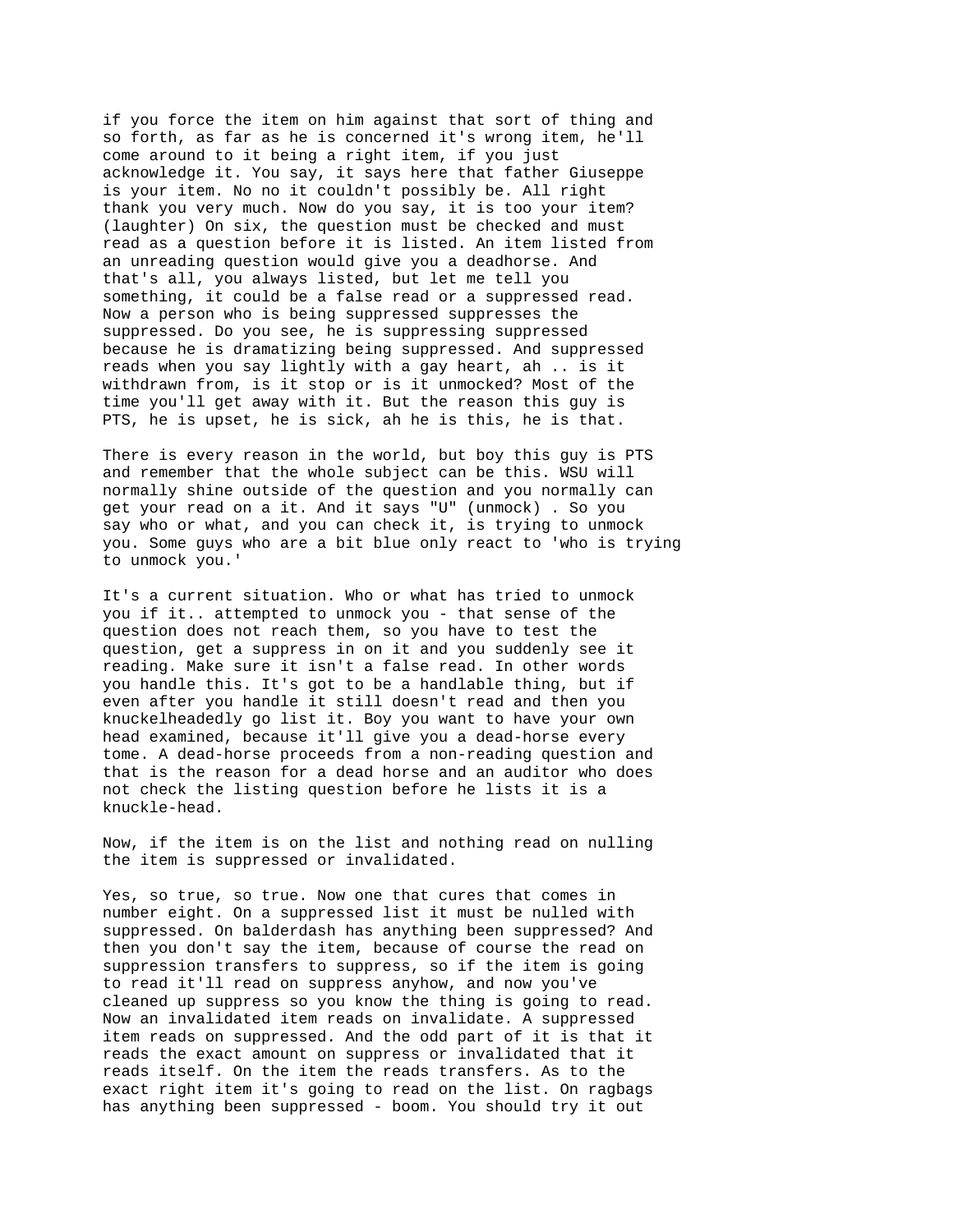if you force the item on him against that sort of thing and so forth, as far as he is concerned it's wrong item, he'll come around to it being a right item, if you just acknowledge it. You say, it says here that father Giuseppe is your item. No no it couldn't possibly be. All right thank you very much. Now do you say, it is too your item? (laughter) On six, the question must be checked and must read as a question before it is listed. An item listed from an unreading question would give you a deadhorse. And that's all, you always listed, but let me tell you something, it could be a false read or a suppressed read. Now a person who is being suppressed suppresses the suppressed. Do you see, he is suppressing suppressed because he is dramatizing being suppressed. And suppressed reads when you say lightly with a gay heart, ah .. is it withdrawn from, is it stop or is it unmocked? Most of the time you'll get away with it. But the reason this guy is PTS, he is upset, he is sick, ah he is this, he is that.

There is every reason in the world, but boy this guy is PTS and remember that the whole subject can be this. WSU will normally shine outside of the question and you normally can get your read on a it. And it says "U" (unmock) . So you say who or what, and you can check it, is trying to unmock you. Some guys who are a bit blue only react to 'who is trying to unmock you.'

It's a current situation. Who or what has tried to unmock you if it.. attempted to unmock you - that sense of the question does not reach them, so you have to test the question, get a suppress in on it and you suddenly see it reading. Make sure it isn't a false read. In other words you handle this. It's got to be a handlable thing, but if even after you handle it still doesn't read and then you knuckelheadedly go list it. Boy you want to have your own head examined, because it'll give you a dead-horse every tome. A dead-horse proceeds from a non-reading question and that is the reason for a dead horse and an auditor who does not check the listing question before he lists it is a knuckle-head.

Now, if the item is on the list and nothing read on nulling the item is suppressed or invalidated.

Yes, so true, so true. Now one that cures that comes in number eight. On a suppressed list it must be nulled with suppressed. On balderdash has anything been suppressed? And then you don't say the item, because of course the read on suppression transfers to suppress, so if the item is going to read it'll read on suppress anyhow, and now you've cleaned up suppress so you know the thing is going to read. Now an invalidated item reads on invalidate. A suppressed item reads on suppressed. And the odd part of it is that it reads the exact amount on suppress or invalidated that it reads itself. On the item the reads transfers. As to the exact right item it's going to read on the list. On ragbags has anything been suppressed - boom. You should try it out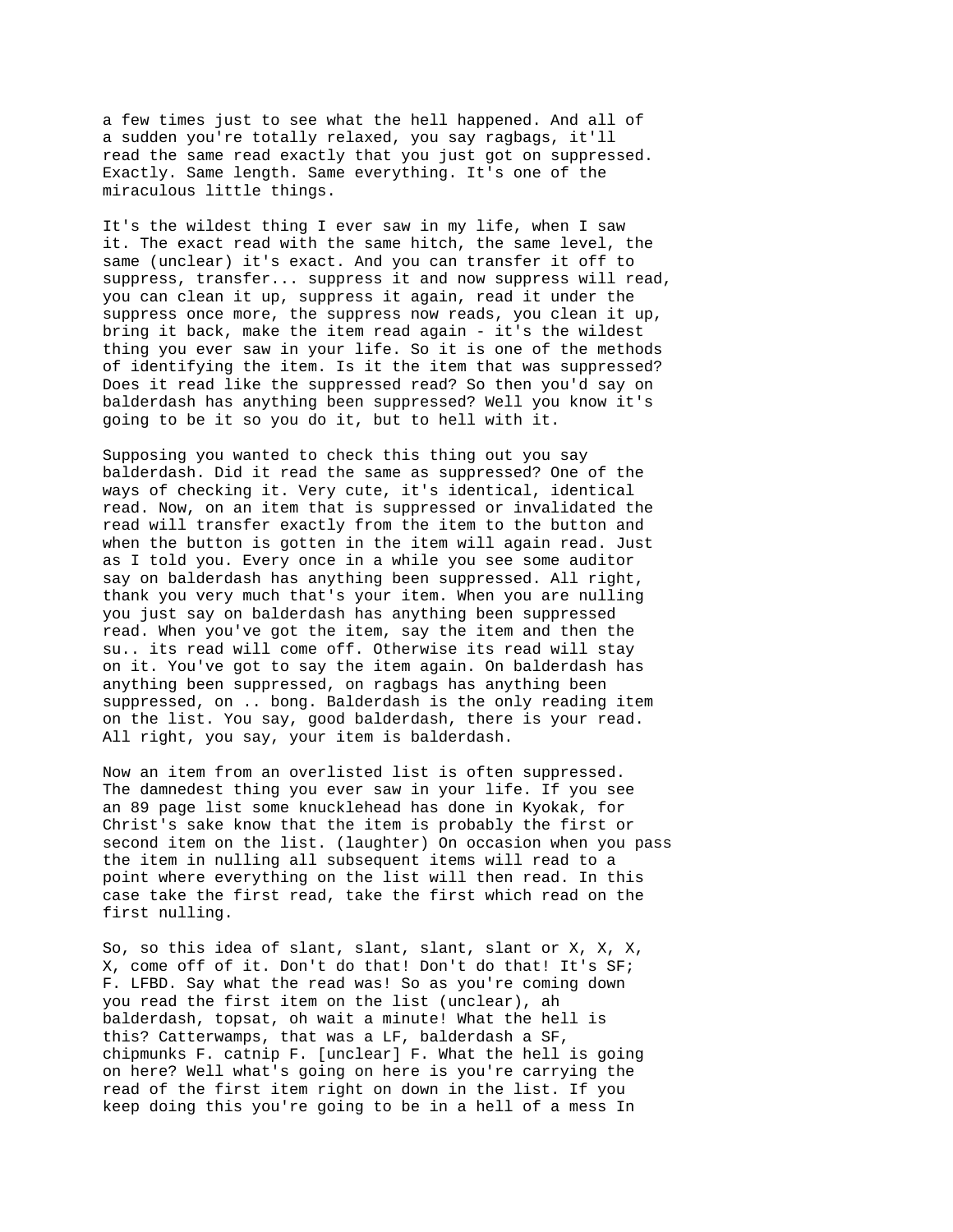a few times just to see what the hell happened. And all of a sudden you're totally relaxed, you say ragbags, it'll read the same read exactly that you just got on suppressed. Exactly. Same length. Same everything. It's one of the miraculous little things.

It's the wildest thing I ever saw in my life, when I saw it. The exact read with the same hitch, the same level, the same (unclear) it's exact. And you can transfer it off to suppress, transfer... suppress it and now suppress will read, you can clean it up, suppress it again, read it under the suppress once more, the suppress now reads, you clean it up, bring it back, make the item read again - it's the wildest thing you ever saw in your life. So it is one of the methods of identifying the item. Is it the item that was suppressed? Does it read like the suppressed read? So then you'd say on balderdash has anything been suppressed? Well you know it's going to be it so you do it, but to hell with it.

Supposing you wanted to check this thing out you say balderdash. Did it read the same as suppressed? One of the ways of checking it. Very cute, it's identical, identical read. Now, on an item that is suppressed or invalidated the read will transfer exactly from the item to the button and when the button is gotten in the item will again read. Just as I told you. Every once in a while you see some auditor say on balderdash has anything been suppressed. All right, thank you very much that's your item. When you are nulling you just say on balderdash has anything been suppressed read. When you've got the item, say the item and then the su.. its read will come off. Otherwise its read will stay on it. You've got to say the item again. On balderdash has anything been suppressed, on ragbags has anything been suppressed, on .. bong. Balderdash is the only reading item on the list. You say, good balderdash, there is your read. All right, you say, your item is balderdash.

Now an item from an overlisted list is often suppressed. The damnedest thing you ever saw in your life. If you see an 89 page list some knucklehead has done in Kyokak, for Christ's sake know that the item is probably the first or second item on the list. (laughter) On occasion when you pass the item in nulling all subsequent items will read to a point where everything on the list will then read. In this case take the first read, take the first which read on the first nulling.

So, so this idea of slant, slant, slant, slant or X, X, X, X, come off of it. Don't do that! Don't do that! It's SF; F. LFBD. Say what the read was! So as you're coming down you read the first item on the list (unclear), ah balderdash, topsat, oh wait a minute! What the hell is this? Catterwamps, that was a LF, balderdash a SF, chipmunks F. catnip F. [unclear] F. What the hell is going on here? Well what's going on here is you're carrying the read of the first item right on down in the list. If you keep doing this you're going to be in a hell of a mess In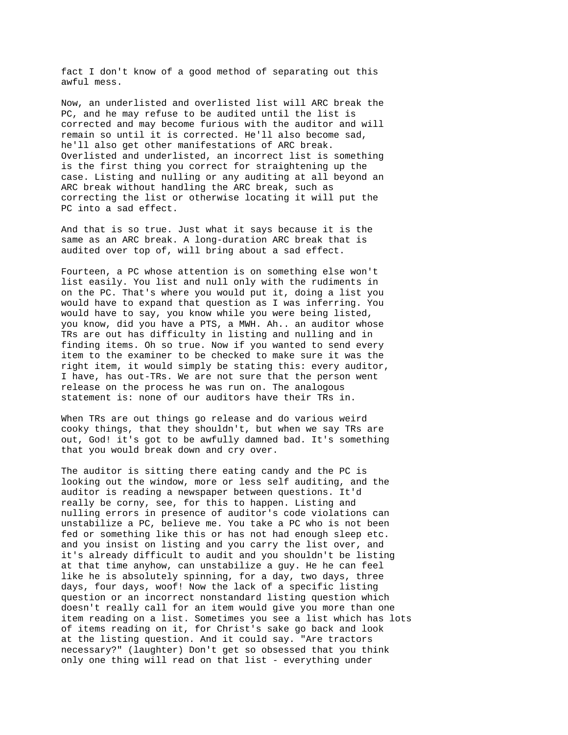fact I don't know of a good method of separating out this awful mess.

Now, an underlisted and overlisted list will ARC break the PC, and he may refuse to be audited until the list is corrected and may become furious with the auditor and will remain so until it is corrected. He'll also become sad, he'll also get other manifestations of ARC break. Overlisted and underlisted, an incorrect list is something is the first thing you correct for straightening up the case. Listing and nulling or any auditing at all beyond an ARC break without handling the ARC break, such as correcting the list or otherwise locating it will put the PC into a sad effect.

And that is so true. Just what it says because it is the same as an ARC break. A long-duration ARC break that is audited over top of, will bring about a sad effect.

Fourteen, a PC whose attention is on something else won't list easily. You list and null only with the rudiments in on the PC. That's where you would put it, doing a list you would have to expand that question as I was inferring. You would have to say, you know while you were being listed, you know, did you have a PTS, a MWH. Ah.. an auditor whose TRs are out has difficulty in listing and nulling and in finding items. Oh so true. Now if you wanted to send every item to the examiner to be checked to make sure it was the right item, it would simply be stating this: every auditor, I have, has out-TRs. We are not sure that the person went release on the process he was run on. The analogous statement is: none of our auditors have their TRs in.

When TRs are out things go release and do various weird cooky things, that they shouldn't, but when we say TRs are out, God! it's got to be awfully damned bad. It's something that you would break down and cry over.

The auditor is sitting there eating candy and the PC is looking out the window, more or less self auditing, and the auditor is reading a newspaper between questions. It'd really be corny, see, for this to happen. Listing and nulling errors in presence of auditor's code violations can unstabilize a PC, believe me. You take a PC who is not been fed or something like this or has not had enough sleep etc. and you insist on listing and you carry the list over, and it's already difficult to audit and you shouldn't be listing at that time anyhow, can unstabilize a guy. He he can feel like he is absolutely spinning, for a day, two days, three days, four days, woof! Now the lack of a specific listing question or an incorrect nonstandard listing question which doesn't really call for an item would give you more than one item reading on a list. Sometimes you see a list which has lots of items reading on it, for Christ's sake go back and look at the listing question. And it could say. "Are tractors necessary?" (laughter) Don't get so obsessed that you think only one thing will read on that list - everything under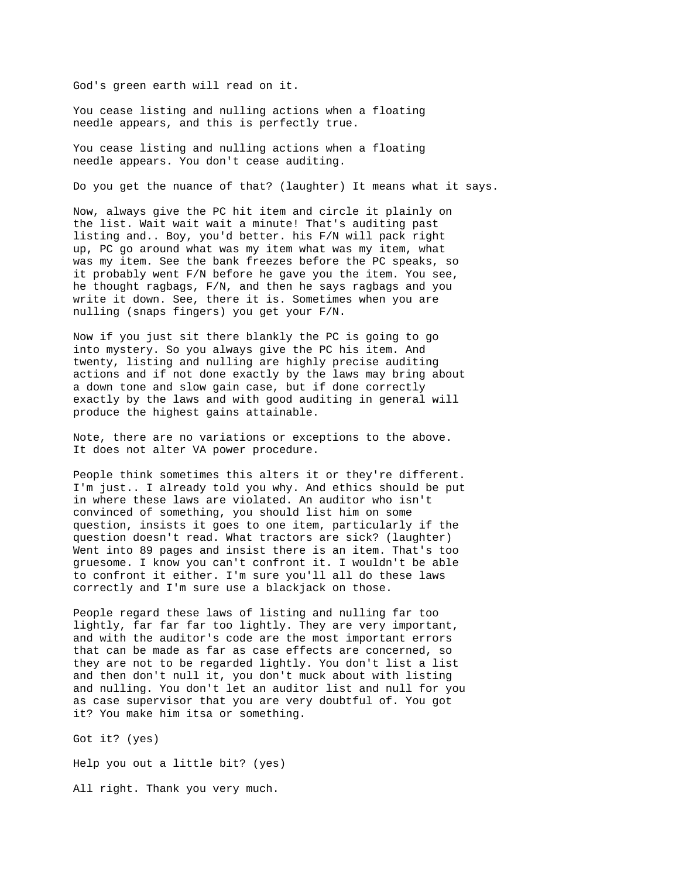God's green earth will read on it.

You cease listing and nulling actions when a floating needle appears, and this is perfectly true.

You cease listing and nulling actions when a floating needle appears. You don't cease auditing.

Do you get the nuance of that? (laughter) It means what it says.

Now, always give the PC hit item and circle it plainly on the list. Wait wait wait a minute! That's auditing past listing and.. Boy, you'd better. his F/N will pack right up, PC go around what was my item what was my item, what was my item. See the bank freezes before the PC speaks, so it probably went F/N before he gave you the item. You see, he thought ragbags, F/N, and then he says ragbags and you write it down. See, there it is. Sometimes when you are nulling (snaps fingers) you get your F/N.

Now if you just sit there blankly the PC is going to go into mystery. So you always give the PC his item. And twenty, listing and nulling are highly precise auditing actions and if not done exactly by the laws may bring about a down tone and slow gain case, but if done correctly exactly by the laws and with good auditing in general will produce the highest gains attainable.

Note, there are no variations or exceptions to the above. It does not alter VA power procedure.

People think sometimes this alters it or they're different. I'm just.. I already told you why. And ethics should be put in where these laws are violated. An auditor who isn't convinced of something, you should list him on some question, insists it goes to one item, particularly if the question doesn't read. What tractors are sick? (laughter) Went into 89 pages and insist there is an item. That's too gruesome. I know you can't confront it. I wouldn't be able to confront it either. I'm sure you'll all do these laws correctly and I'm sure use a blackjack on those.

People regard these laws of listing and nulling far too lightly, far far far too lightly. They are very important, and with the auditor's code are the most important errors that can be made as far as case effects are concerned, so they are not to be regarded lightly. You don't list a list and then don't null it, you don't muck about with listing and nulling. You don't let an auditor list and null for you as case supervisor that you are very doubtful of. You got it? You make him itsa or something.

Got it? (yes)

Help you out a little bit? (yes)

All right. Thank you very much.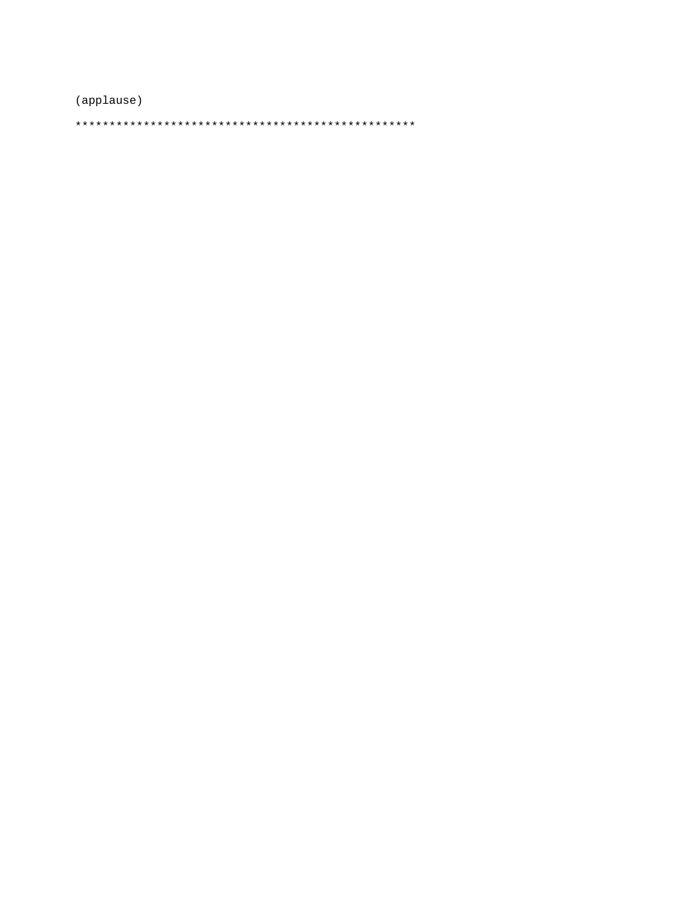(applause)

**************************************************